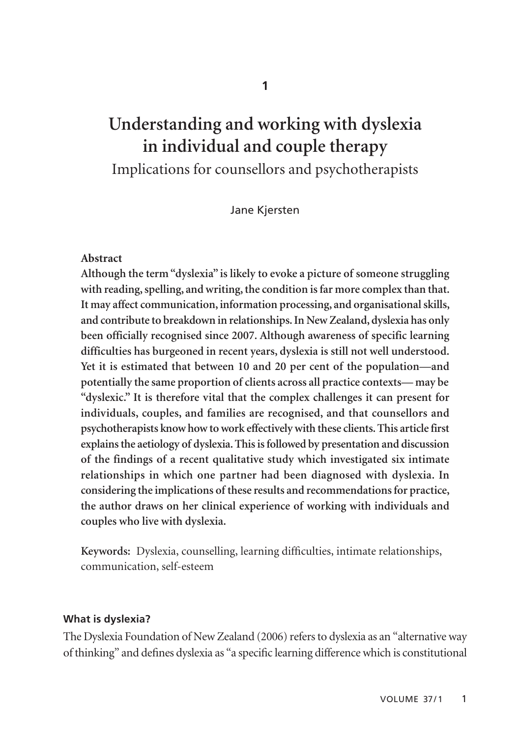# Understanding and working with dyslexia in individual and couple therapy

## Implications for counsellors and psychotherapists

Jane Kjersten

**Abstract**

**Although the term "dyslexia" is likely to evoke a picture of someone struggling with reading, spelling, and writing, the condition is far more complex than that. It may affect communication, information processing, and organisational skills, and contribute to breakdown in relationships. In New Zealand, dyslexia has only been officially recognised since 2007. Although awareness of specific learning difficulties has burgeoned in recent years, dyslexia is still not well understood. Yet it is estimated that between 10 and 20 per cent of the population—and potentially the same proportion of clients across all practice contexts— may be "dyslexic." It is therefore vital that the complex challenges it can present for individuals, couples, and families are recognised, and that counsellors and psychotherapists know how to work effectively with these clients. This article first explains the aetiology of dyslexia. This is followed by presentation and discussion of the findings of a recent qualitative study which investigated six intimate relationships in which one partner had been diagnosed with dyslexia. In considering the implications of these results and recommendations for practice, the author draws on her clinical experience of working with individuals and couples who live with dyslexia.**

**Keywords:** Dyslexia, counselling, learning difficulties, intimate relationships, communication, self-esteem

### What is dyslexia?

The Dyslexia Foundation of New Zealand (2006) refers to dyslexia as an "alternative way of thinking" and defines dyslexia as "a specific learning difference which is constitutional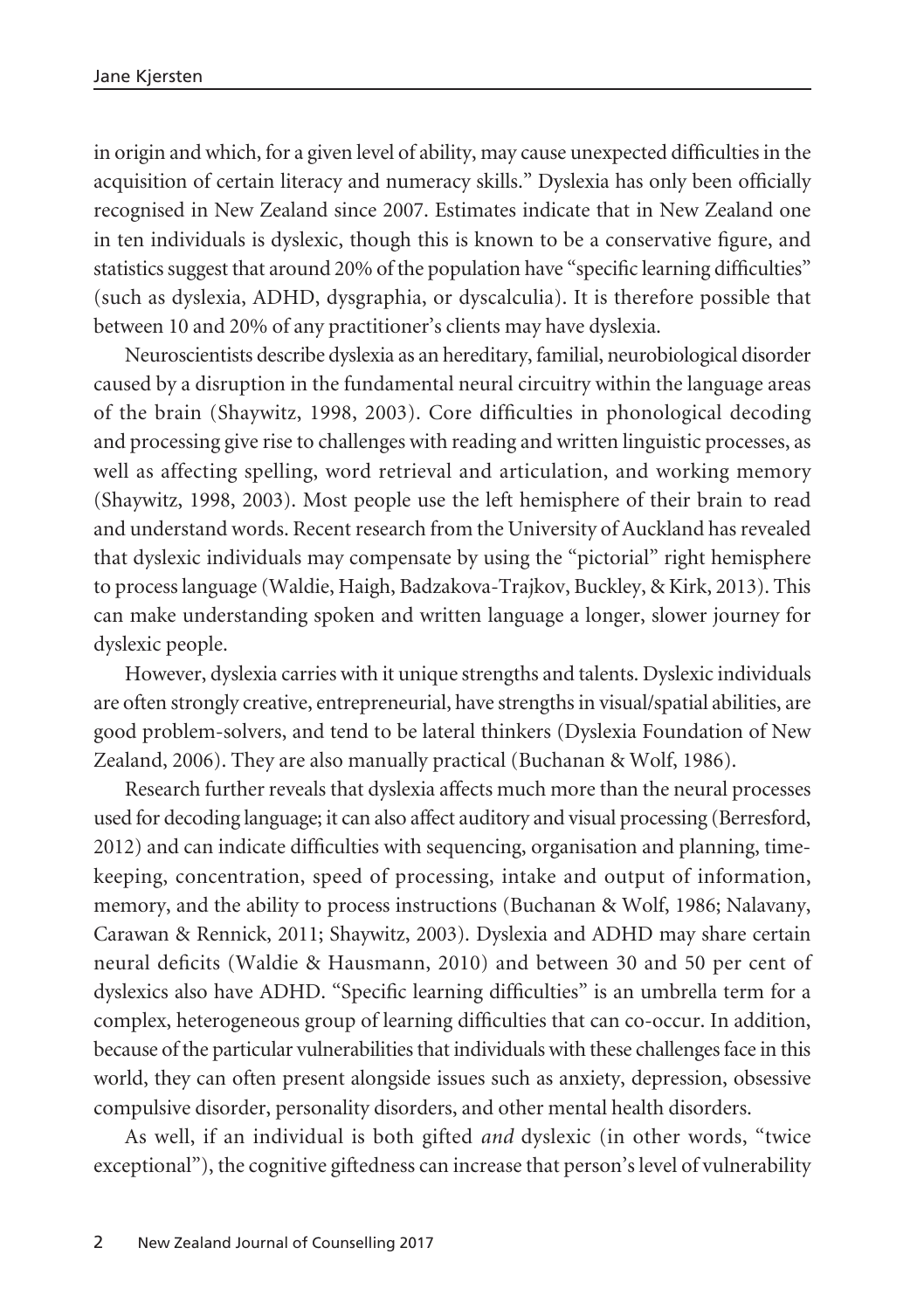in origin and which, for a given level of ability, may cause unexpected difficulties in the acquisition of certain literacy and numeracy skills." Dyslexia has only been officially recognised in New Zealand since 2007. Estimates indicate that in New Zealand one in ten individuals is dyslexic, though this is known to be a conservative figure, and statistics suggest that around 20% of the population have "specific learning difficulties" (such as dyslexia, ADHD, dysgraphia, or dyscalculia). It is therefore possible that between 10 and 20% of any practitioner's clients may have dyslexia.

Neuroscientists describe dyslexia as an hereditary, familial, neurobiological disorder caused by a disruption in the fundamental neural circuitry within the language areas of the brain (Shaywitz, 1998, 2003). Core difficulties in phonological decoding and processing give rise to challenges with reading and written linguistic processes, as well as affecting spelling, word retrieval and articulation, and working memory (Shaywitz, 1998, 2003). Most people use the left hemisphere of their brain to read and understand words. Recent research from the University of Auckland has revealed that dyslexic individuals may compensate by using the "pictorial" right hemisphere to process language (Waldie, Haigh, Badzakova-Trajkov, Buckley, & Kirk, 2013). This can make understanding spoken and written language a longer, slower journey for dyslexic people.

However, dyslexia carries with it unique strengths and talents. Dyslexic individuals are often strongly creative, entrepreneurial, have strengths in visual/spatial abilities, are good problem-solvers, and tend to be lateral thinkers (Dyslexia Foundation of New Zealand, 2006). They are also manually practical (Buchanan & Wolf, 1986).

Research further reveals that dyslexia affects much more than the neural processes used for decoding language; it can also affect auditory and visual processing (Berresford, 2012) and can indicate difficulties with sequencing, organisation and planning, time-keeping, concentration, speed of processing, intake and output of information, memory, and the ability to process instructions (Buchanan & Wolf, 1986; Nalavany, Carawan & Rennick, 2011; Shaywitz, 2003). Dyslexia and ADHD may share certain neural deficits (Waldie & Hausmann, 2010) and between 30 and 50 per cent of dyslexics also have ADHD. "Specific learning difficulties" is an umbrella term for a complex, heterogeneous group of learning difficulties that can co-occur. In addition, because of the particular vulnerabilities that individuals with these challenges face in this world, they can often present alongside issues such as anxiety, depression, obsessive compulsive disorder, personality disorders, and other mental health disorders.

As well, if an individual is both gifted *and* dyslexic (in other words, "twice exceptional"), the cognitive giftedness can increase that person's level of vulnerability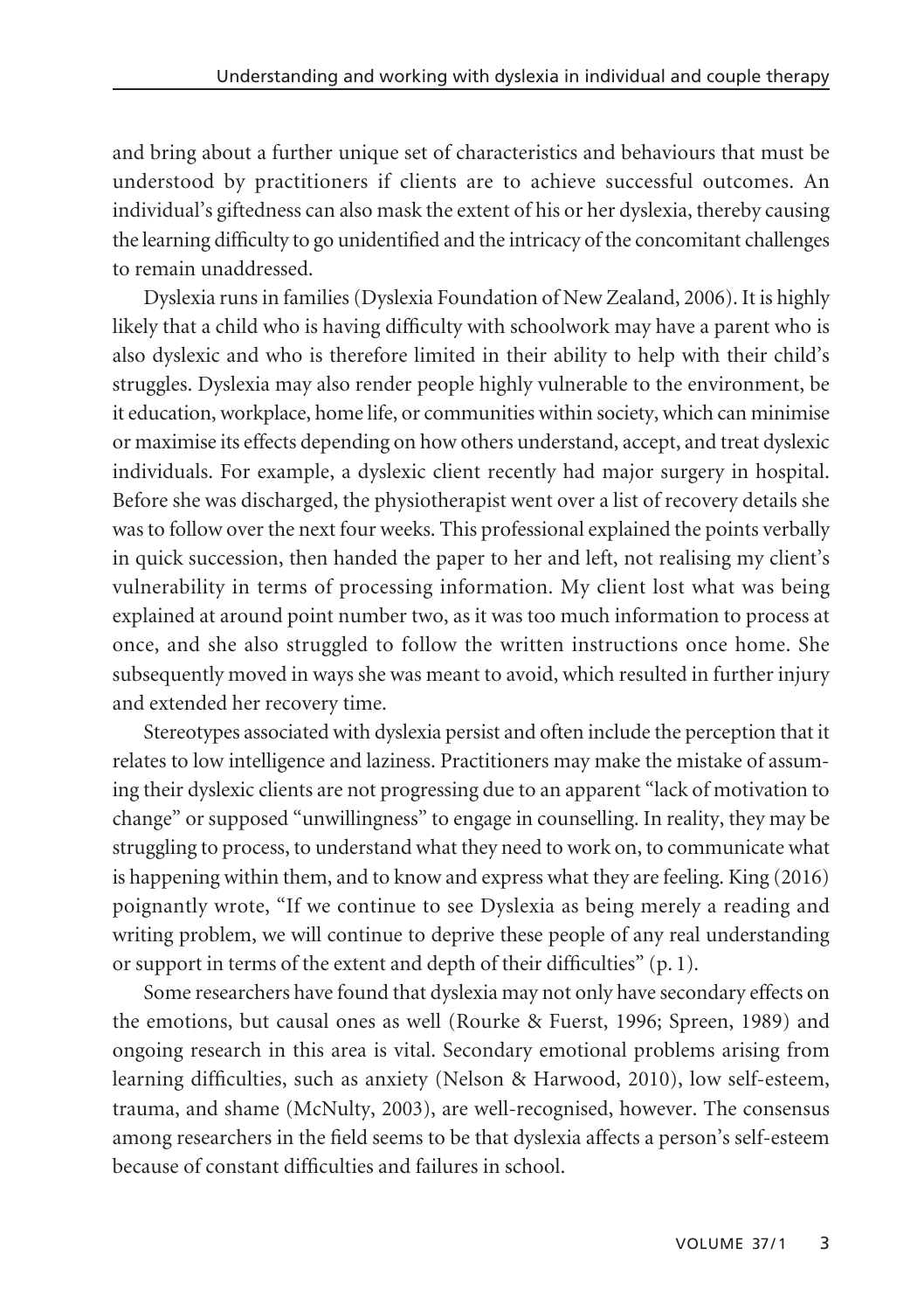and bring about a further unique set of characteristics and behaviours that must be understood by practitioners if clients are to achieve successful outcomes. An individual's giftedness can also mask the extent of his or her dyslexia, thereby causing the learning difficulty to go unidentified and the intricacy of the concomitant challenges to remain unaddressed.

Dyslexia runs in families (Dyslexia Foundation of New Zealand, 2006). It is highly likely that a child who is having difficulty with schoolwork may have a parent who is also dyslexic and who is therefore limited in their ability to help with their child's struggles. Dyslexia may also render people highly vulnerable to the environment, be it education, workplace, home life, or communities within society, which can minimise or maximise its effects depending on how others understand, accept, and treat dyslexic individuals. For example, a dyslexic client recently had major surgery in hospital. Before she was discharged, the physiotherapist went over a list of recovery details she was to follow over the next four weeks. This professional explained the points verbally in quick succession, then handed the paper to her and left, not realising my client's vulnerability in terms of processing information. My client lost what was being explained at around point number two, as it was too much information to process at once, and she also struggled to follow the written instructions once home. She subsequently moved in ways she was meant to avoid, which resulted in further injury and extended her recovery time.

Stereotypes associated with dyslexia persist and often include the perception that it relates to low intelligence and laziness. Practitioners may make the mistake of assuming their dyslexic clients are not progressing due to an apparent "lack of motivation to change" or supposed "unwillingness" to engage in counselling. In reality, they may be struggling to process, to understand what they need to work on, to communicate what is happening within them, and to know and express what they are feeling. King (2016) poignantly wrote, "If we continue to see Dyslexia as being merely a reading and writing problem, we will continue to deprive these people of any real understanding or support in terms of the extent and depth of their difficulties" (p. 1).

Some researchers have found that dyslexia may not only have secondary effects on the emotions, but causal ones as well (Rourke & Fuerst, 1996; Spreen, 1989) and ongoing research in this area is vital. Secondary emotional problems arising from learning difficulties, such as anxiety (Nelson & Harwood, 2010), low self-esteem, trauma, and shame (McNulty, 2003), are well-recognised, however. The consensus among researchers in the field seems to be that dyslexia affects a person's self-esteem because of constant difficulties and failures in school.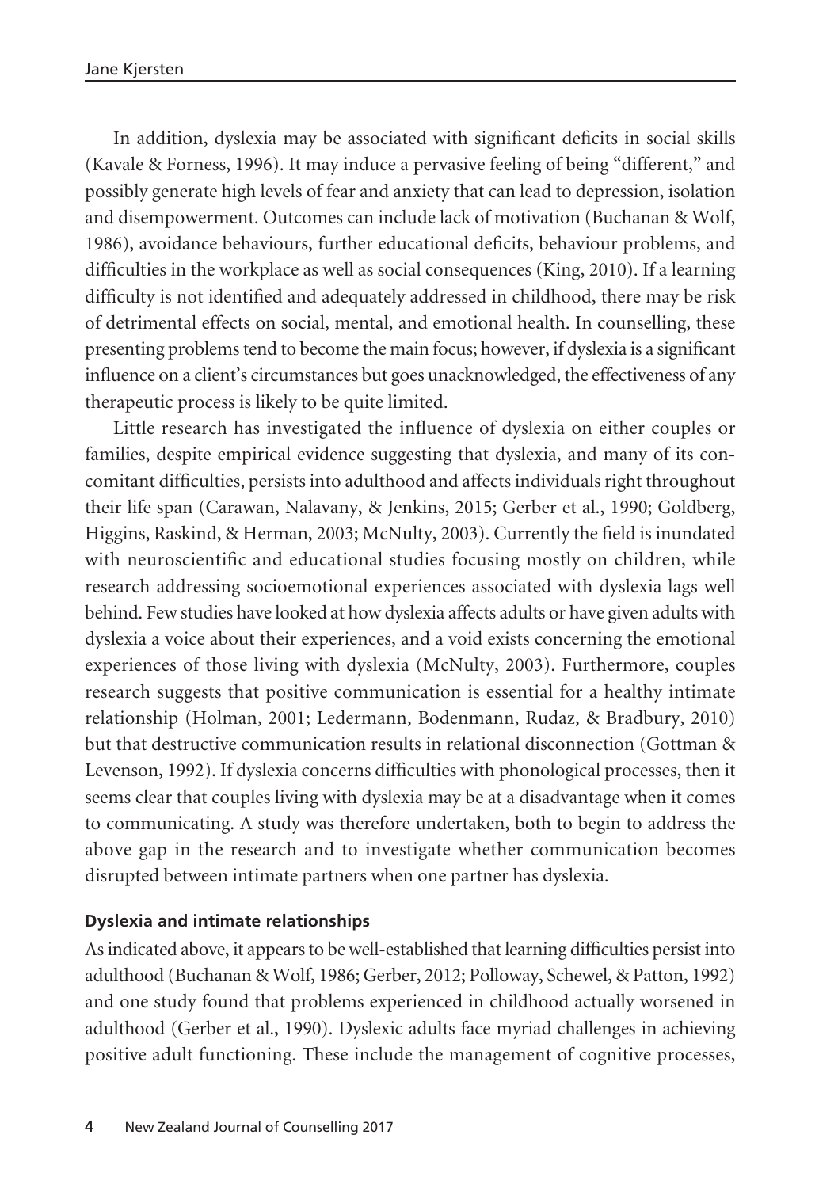In addition, dyslexia may be associated with significant deficits in social skills (Kavale & Forness, 1996). It may induce a pervasive feeling of being "different," and possibly generate high levels of fear and anxiety that can lead to depression, isolation and disempowerment. Outcomes can include lack of motivation (Buchanan & Wolf, 1986), avoidance behaviours, further educational deficits, behaviour problems, and difficulties in the workplace as well as social consequences (King, 2010). If a learning difficulty is not identified and adequately addressed in childhood, there may be risk of detrimental effects on social, mental, and emotional health. In counselling, these presenting problems tend to become the main focus; however, if dyslexia is a significant influence on a client's circumstances but goes unacknowledged, the effectiveness of any therapeutic process is likely to be quite limited.

Little research has investigated the influence of dyslexia on either couples or families, despite empirical evidence suggesting that dyslexia, and many of its concomitant difficulties, persists into adulthood and affects individuals right throughout their life span (Carawan, Nalavany, & Jenkins, 2015; Gerber et al., 1990; Goldberg, Higgins, Raskind, & Herman, 2003; McNulty, 2003). Currently the field is inundated with neuroscientific and educational studies focusing mostly on children, while research addressing socioemotional experiences associated with dyslexia lags well behind. Few studies have looked at how dyslexia affects adults or have given adults with dyslexia a voice about their experiences, and a void exists concerning the emotional experiences of those living with dyslexia (McNulty, 2003). Furthermore, couples research suggests that positive communication is essential for a healthy intimate relationship (Holman, 2001; Ledermann, Bodenmann, Rudaz, & Bradbury, 2010) but that destructive communication results in relational disconnection (Gottman & Levenson, 1992). If dyslexia concerns difficulties with phonological processes, then it seems clear that couples living with dyslexia may be at a disadvantage when it comes to communicating. A study was therefore undertaken, both to begin to address the above gap in the research and to investigate whether communication becomes disrupted between intimate partners when one partner has dyslexia.

**Dyslexia and intimate relationships**

As indicated above, it appears to be well-established that learning difficulties persist into adulthood (Buchanan & Wolf, 1986; Gerber, 2012; Polloway, Schewel, & Patton, 1992) and one study found that problems experienced in childhood actually worsened in adulthood (Gerber et al., 1990). Dyslexic adults face myriad challenges in achieving positive adult functioning. These include the management of cognitive processes,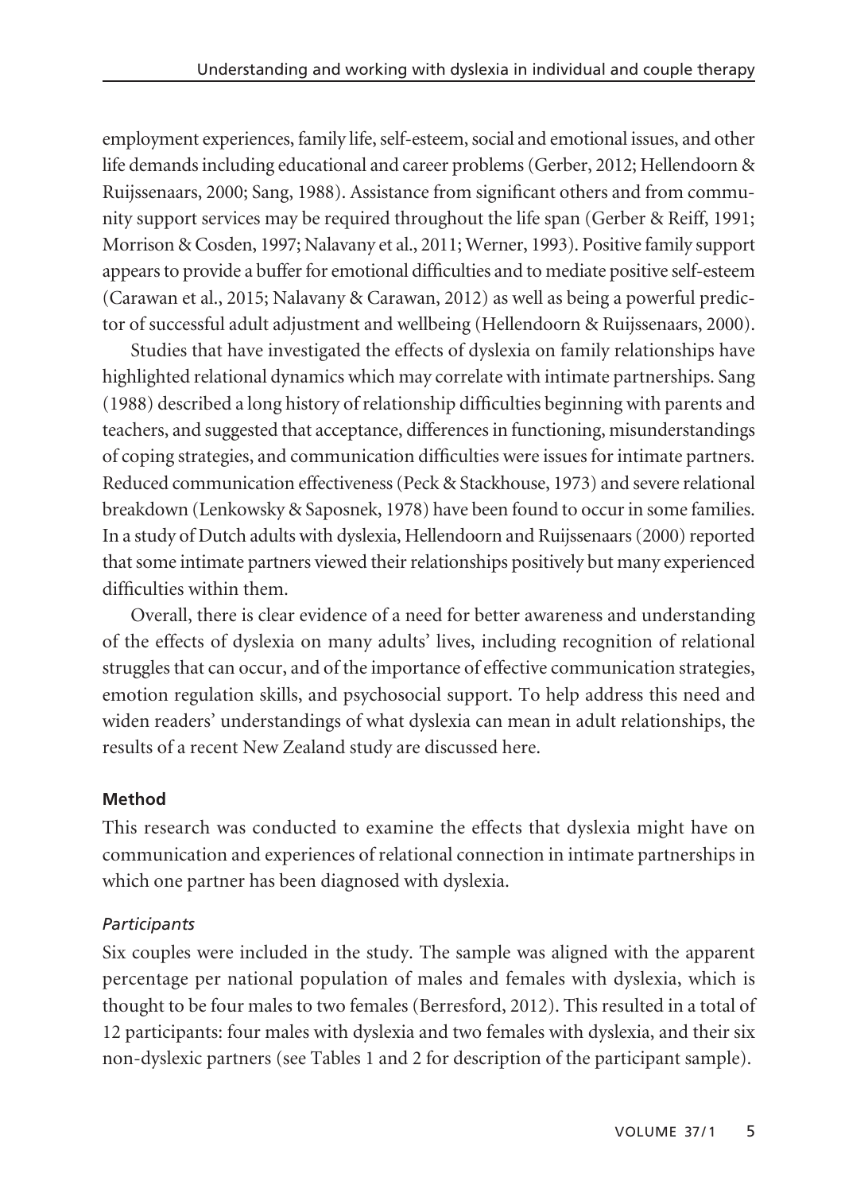employment experiences, family life, self-esteem, social and emotional issues, and other life demands including educational and career problems (Gerber, 2012; Hellendoorn & Ruijssenaars, 2000; Sang, 1988). Assistance from significant others and from community support services may be required throughout the life span (Gerber & Reiff, 1991; Morrison & Cosden, 1997; Nalavany et al., 2011; Werner, 1993). Positive family support appears to provide a buffer for emotional difficulties and to mediate positive self-esteem (Carawan et al., 2015; Nalavany & Carawan, 2012) as well as being a powerful predictor of successful adult adjustment and wellbeing (Hellendoorn & Ruijssenaars, 2000).

Studies that have investigated the effects of dyslexia on family relationships have highlighted relational dynamics which may correlate with intimate partnerships. Sang (1988) described a long history of relationship difficulties beginning with parents and teachers, and suggested that acceptance, differences in functioning, misunderstandings of coping strategies, and communication difficulties were issues for intimate partners. Reduced communication effectiveness (Peck & Stackhouse, 1973) and severe relational breakdown (Lenkowsky & Saposnek, 1978) have been found to occur in some families. In a study of Dutch adults with dyslexia, Hellendoorn and Ruijssenaars (2000) reported that some intimate partners viewed their relationships positively but many experienced difficulties within them.

Overall, there is clear evidence of a need for better awareness and understanding of the effects of dyslexia on many adults' lives, including recognition of relational struggles that can occur, and of the importance of effective communication strategies, emotion regulation skills, and psychosocial support. To help address this need and widen readers' understandings of what dyslexia can mean in adult relationships, the results of a recent New Zealand study are discussed here.

## Method

This research was conducted to examine the effects that dyslexia might have on communication and experiences of relational connection in intimate partnerships in which one partner has been diagnosed with dyslexia.

### *Participants*

Six couples were included in the study. The sample was aligned with the apparent percentage per national population of males and females with dyslexia, which is thought to be four males to two females (Berresford, 2012). This resulted in a total of 12 participants: four males with dyslexia and two females with dyslexia, and their six non-dyslexic partners (see Tables 1 and 2 for description of the participant sample).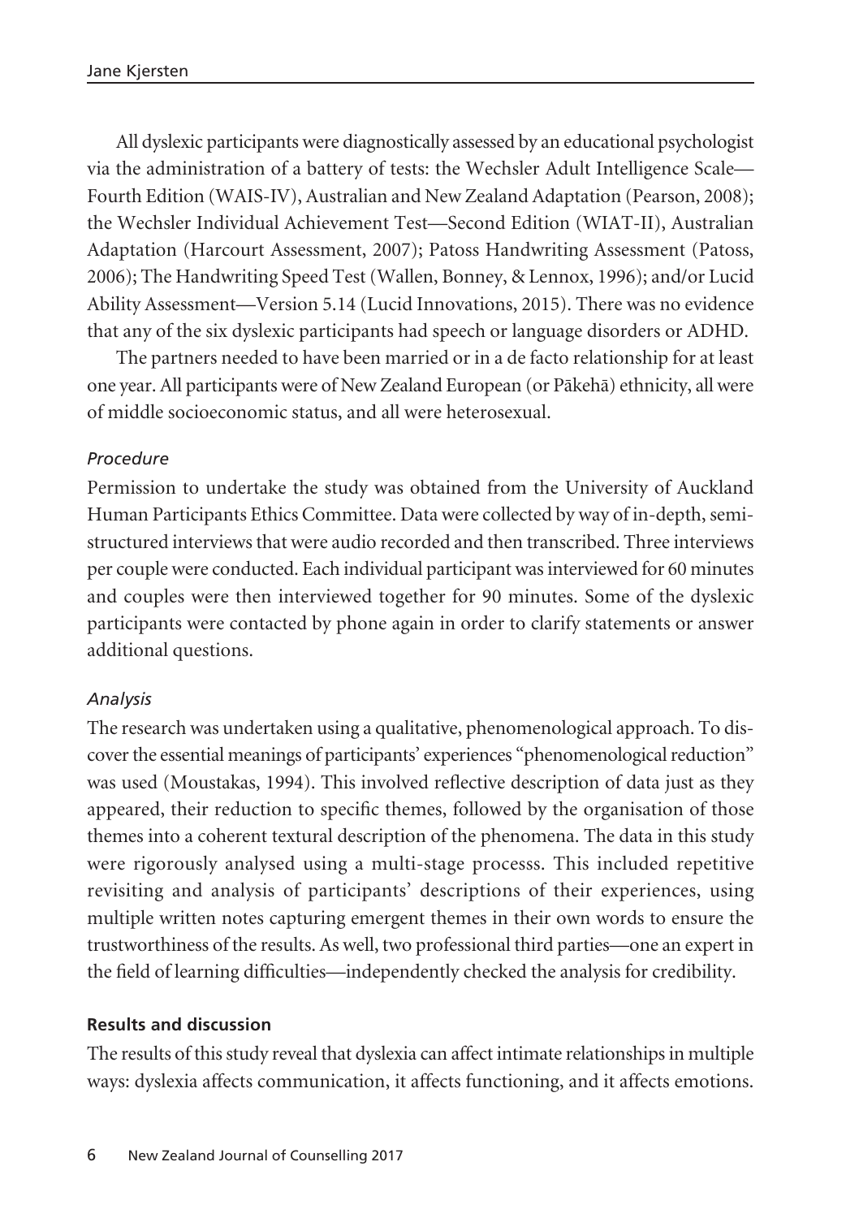All dyslexic participants were diagnostically assessed by an educational psychologist via the administration of a battery of tests: the Wechsler Adult Intelligence Scale—Fourth Edition (WAIS-IV), Australian and New Zealand Adaptation (Pearson, 2008); the Wechsler Individual Achievement Test—Second Edition (WIAT-II), Australian Adaptation (Harcourt Assessment, 2007); Patoss Handwriting Assessment (Patoss, 2006); The Handwriting Speed Test (Wallen, Bonney, & Lennox, 1996); and/or Lucid Ability Assessment—Version 5.14 (Lucid Innovations, 2015). There was no evidence that any of the six dyslexic participants had speech or language disorders or ADHD.

The partners needed to have been married or in a de facto relationship for at least one year. All participants were of New Zealand European (or Pākehā) ethnicity, all were of middle socioeconomic status, and all were heterosexual.

*Procedure*

Permission to undertake the study was obtained from the University of Auckland Human Participants Ethics Committee. Data were collected by way of in-depth, semi-structured interviews that were audio recorded and then transcribed. Three interviews per couple were conducted. Each individual participant was interviewed for 60 minutes and couples were then interviewed together for 90 minutes. Some of the dyslexic participants were contacted by phone again in order to clarify statements or answer additional questions.

*Analysis*

The research was undertaken using a qualitative, phenomenological approach. To discover the essential meanings of participants' experiences "phenomenological reduction" was used (Moustakas, 1994). This involved reflective description of data just as they appeared, their reduction to specific themes, followed by the organisation of those themes into a coherent textural description of the phenomena. The data in this study were rigorously analysed using a multi-stage processs. This included repetitive revisiting and analysis of participants' descriptions of their experiences, using multiple written notes capturing emergent themes in their own words to ensure the trustworthiness of the results. As well, two professional third parties—one an expert in the field of learning difficulties—independently checked the analysis for credibility.

**Results and discussion**

The results of this study reveal that dyslexia can affect intimate relationships in multiple ways: dyslexia affects communication, it affects functioning, and it affects emotions.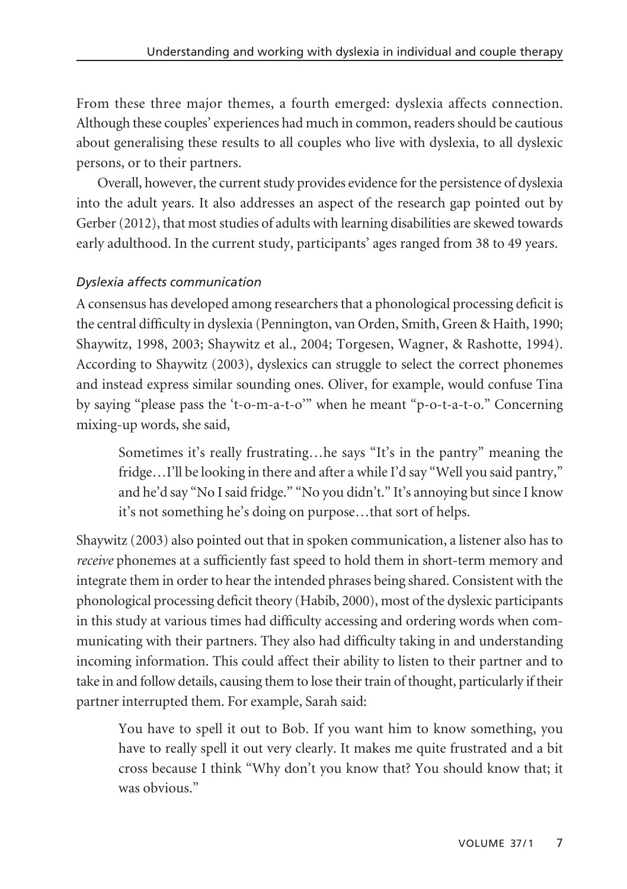From these three major themes, a fourth emerged: dyslexia affects connection. Although these couples' experiences had much in common, readers should be cautious about generalising these results to all couples who live with dyslexia, to all dyslexic persons, or to their partners.

Overall, however, the current study provides evidence for the persistence of dyslexia into the adult years. It also addresses an aspect of the research gap pointed out by Gerber (2012), that most studies of adults with learning disabilities are skewed towards early adulthood. In the current study, participants' ages ranged from 38 to 49 years.

### *Dyslexia affects communication*

A consensus has developed among researchers that a phonological processing deficit is the central difficulty in dyslexia (Pennington, van Orden, Smith, Green & Haith, 1990; Shaywitz, 1998, 2003; Shaywitz et al., 2004; Torgesen, Wagner, & Rashotte, 1994). According to Shaywitz (2003), dyslexics can struggle to select the correct phonemes and instead express similar sounding ones. Oliver, for example, would confuse Tina by saying "please pass the 't-o-m-a-t-o'" when he meant "p-o-t-a-t-o." Concerning mixing-up words, she said,

> Sometimes it's really frustrating…he says "It's in the pantry" meaning the fridge…I'll be looking in there and after a while I'd say "Well you said pantry," and he'd say "No I said fridge." "No you didn't." It's annoying but since I know it's not something he's doing on purpose…that sort of helps.

Shaywitz (2003) also pointed out that in spoken communication, a listener also has to *receive* phonemes at a sufficiently fast speed to hold them in short-term memory and integrate them in order to hear the intended phrases being shared. Consistent with the phonological processing deficit theory (Habib, 2000), most of the dyslexic participants in this study at various times had difficulty accessing and ordering words when communicating with their partners. They also had difficulty taking in and understanding incoming information. This could affect their ability to listen to their partner and to take in and follow details, causing them to lose their train of thought, particularly if their partner interrupted them. For example, Sarah said:

> You have to spell it out to Bob. If you want him to know something, you have to really spell it out very clearly. It makes me quite frustrated and a bit cross because I think "Why don't you know that? You should know that; it was obvious."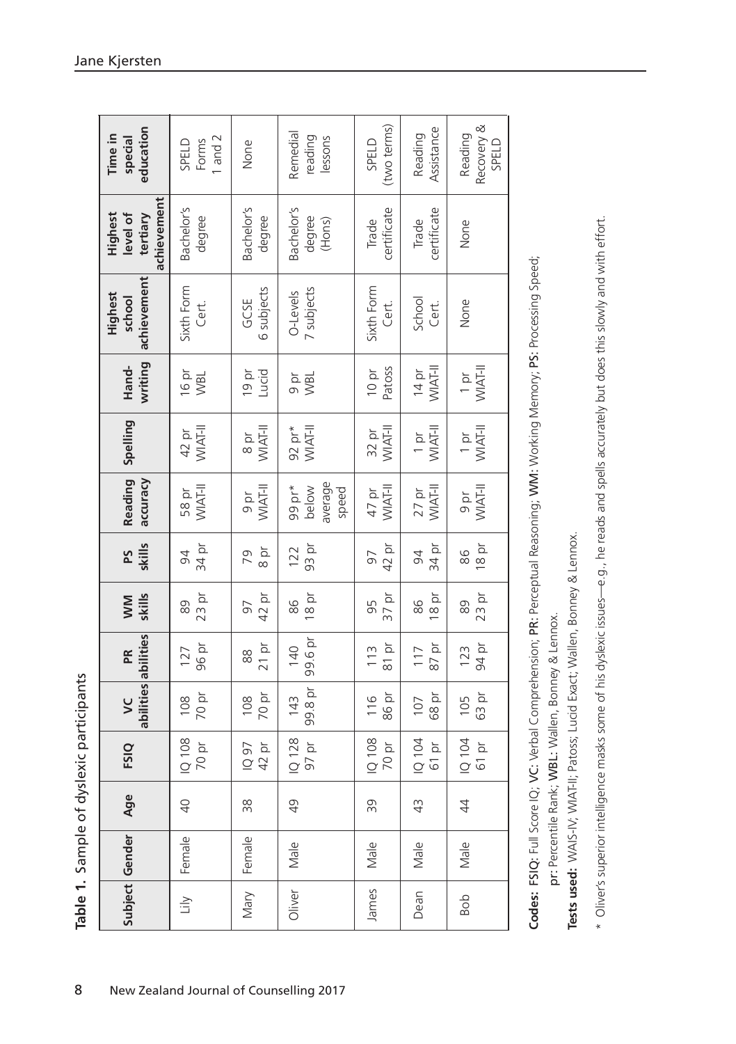**Table 1.** Sample of dyslexic participants

| Subject | Gender | Age | FSIQ | VC abilities | PR abilities | WM skills | PS skills | Reading accuracy | Spelling | Hand-writing | Highest school achievement | Highest level of tertiary achievement | Time in special education |
|---|---|---|---|---|---|---|---|---|---|---|---|---|---|
| Lily | Female | 40 | IQ 108 70 pr | 108 70 pr | 127 96 pr | 89 23 pr | 94 34 pr | 58 pr WIAT-II | 42 pr WIAT-II | 16 pr WBL | Sixth Form Cert. | Bachelor's degree | SPELD Forms 1 and 2 |
| Mary | Female | 38 | IQ 97 42 pr | 108 70 pr | 88 21 pr | 97 42 pr | 79 8 pr | 9 pr WIAT-II | 8 pr WIAT-II | 19 pr Lucid | GCSE 6 subjects | Bachelor's degree | None |
| Oliver | Male | 49 | IQ 128 97 pr | 143 99.8 pr | 140 99.6 pr | 86 18 pr | 122 93 pr | 99 pr* below average speed | 92 pr* WIAT-II | 9 pr WBL | O-Levels 7 subjects | Bachelor's degree (Hons) | Remedial reading lessons |
| James | Male | 39 | IQ 108 70 pr | 116 86 pr | 113 81 pr | 95 37 pr | 97 42 pr | 47 pr WIAT-II | 32 pr WIAT-II | 10 pr Patoss | Sixth Form Cert. | Trade certificate | SPELD (two terms) |
| Dean | Male | 43 | IQ 104 61 pr | 107 68 pr | 117 87 pr | 86 18 pr | 94 34 pr | 27 pr WIAT-II | 1 pr WIAT-II | 14 pr WIAT-II | School Cert. | Trade certificate | Reading Assistance |
| Bob | Male | 44 | IQ 104 61 pr | 105 63 pr | 123 94 pr | 89 23 pr | 86 18 pr | 9 pr WIAT-II | 1 pr WIAT-II | 1 pr WIAT-II | None | None | Reading Recovery & SPELD |

**Codes:** **FSIQ**: Full Score IQ; **VC**: Verbal Comprehension; **PR**: Perceptual Reasoning; **WM**: Working Memory; **PS**: Processing Speed; **pr**: Percentile Rank; **WBL**: Wallen, Bonney & Lennox.

**Tests used:** WAIS-IV; WIAT-II; Patoss; Lucid Exact; Wallen, Bonney & Lennox.

* Oliver's superior intelligence masks some of his dyslexic issues—e.g., he reads and spells accurately but does this slowly and with effort.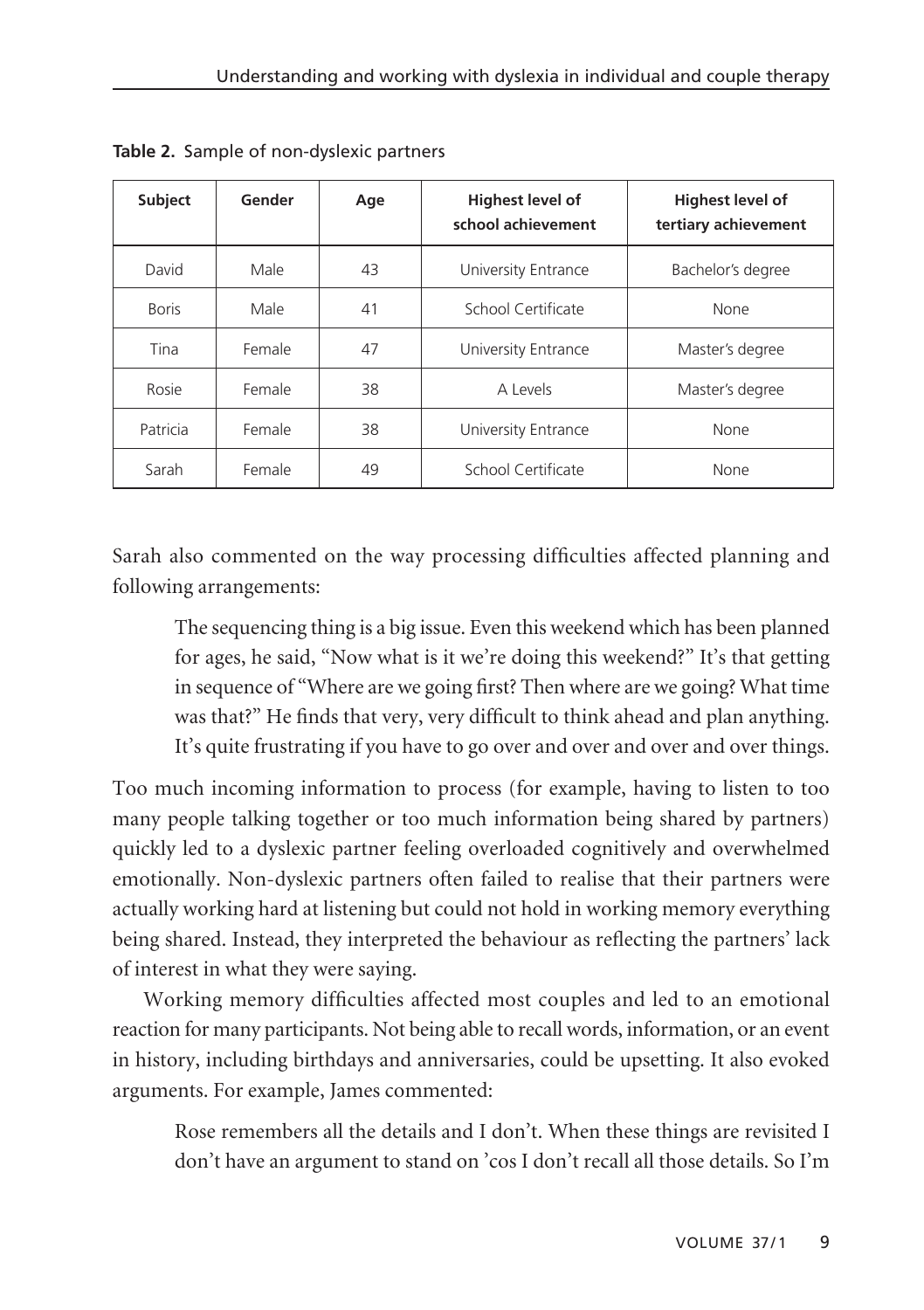**Table 2.** Sample of non-dyslexic partners

| Subject | Gender | Age | Highest level of school achievement | Highest level of tertiary achievement |
|---|---|---|---|---|
| David | Male | 43 | University Entrance | Bachelor's degree |
| Boris | Male | 41 | School Certificate | None |
| Tina | Female | 47 | University Entrance | Master's degree |
| Rosie | Female | 38 | A Levels | Master's degree |
| Patricia | Female | 38 | University Entrance | None |
| Sarah | Female | 49 | School Certificate | None |

Sarah also commented on the way processing difficulties affected planning and following arrangements:

> The sequencing thing is a big issue. Even this weekend which has been planned for ages, he said, "Now what is it we're doing this weekend?" It's that getting in sequence of "Where are we going first? Then where are we going? What time was that?" He finds that very, very difficult to think ahead and plan anything. It's quite frustrating if you have to go over and over and over and over things.

Too much incoming information to process (for example, having to listen to too many people talking together or too much information being shared by partners) quickly led to a dyslexic partner feeling overloaded cognitively and overwhelmed emotionally. Non-dyslexic partners often failed to realise that their partners were actually working hard at listening but could not hold in working memory everything being shared. Instead, they interpreted the behaviour as reflecting the partners' lack of interest in what they were saying.

Working memory difficulties affected most couples and led to an emotional reaction for many participants. Not being able to recall words, information, or an event in history, including birthdays and anniversaries, could be upsetting. It also evoked arguments. For example, James commented:

> Rose remembers all the details and I don't. When these things are revisited I don't have an argument to stand on 'cos I don't recall all those details. So I'm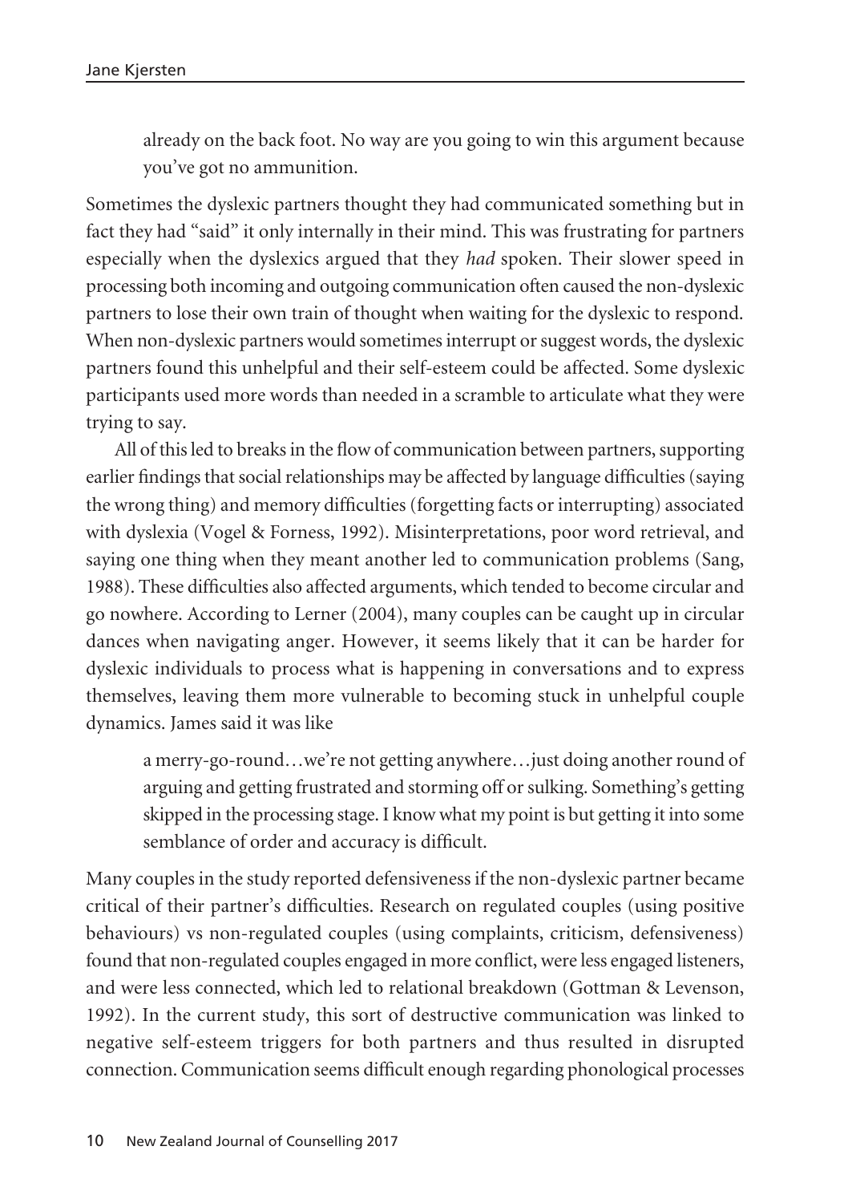> already on the back foot. No way are you going to win this argument because you've got no ammunition.

Sometimes the dyslexic partners thought they had communicated something but in fact they had "said" it only internally in their mind. This was frustrating for partners especially when the dyslexics argued that they *had* spoken. Their slower speed in processing both incoming and outgoing communication often caused the non-dyslexic partners to lose their own train of thought when waiting for the dyslexic to respond. When non-dyslexic partners would sometimes interrupt or suggest words, the dyslexic partners found this unhelpful and their self-esteem could be affected. Some dyslexic participants used more words than needed in a scramble to articulate what they were trying to say.

All of this led to breaks in the flow of communication between partners, supporting earlier findings that social relationships may be affected by language difficulties (saying the wrong thing) and memory difficulties (forgetting facts or interrupting) associated with dyslexia (Vogel & Forness, 1992). Misinterpretations, poor word retrieval, and saying one thing when they meant another led to communication problems (Sang, 1988). These difficulties also affected arguments, which tended to become circular and go nowhere. According to Lerner (2004), many couples can be caught up in circular dances when navigating anger. However, it seems likely that it can be harder for dyslexic individuals to process what is happening in conversations and to express themselves, leaving them more vulnerable to becoming stuck in unhelpful couple dynamics. James said it was like

> a merry-go-round…we're not getting anywhere…just doing another round of arguing and getting frustrated and storming off or sulking. Something's getting skipped in the processing stage. I know what my point is but getting it into some semblance of order and accuracy is difficult.

Many couples in the study reported defensiveness if the non-dyslexic partner became critical of their partner's difficulties. Research on regulated couples (using positive behaviours) vs non-regulated couples (using complaints, criticism, defensiveness) found that non-regulated couples engaged in more conflict, were less engaged listeners, and were less connected, which led to relational breakdown (Gottman & Levenson, 1992). In the current study, this sort of destructive communication was linked to negative self-esteem triggers for both partners and thus resulted in disrupted connection. Communication seems difficult enough regarding phonological processes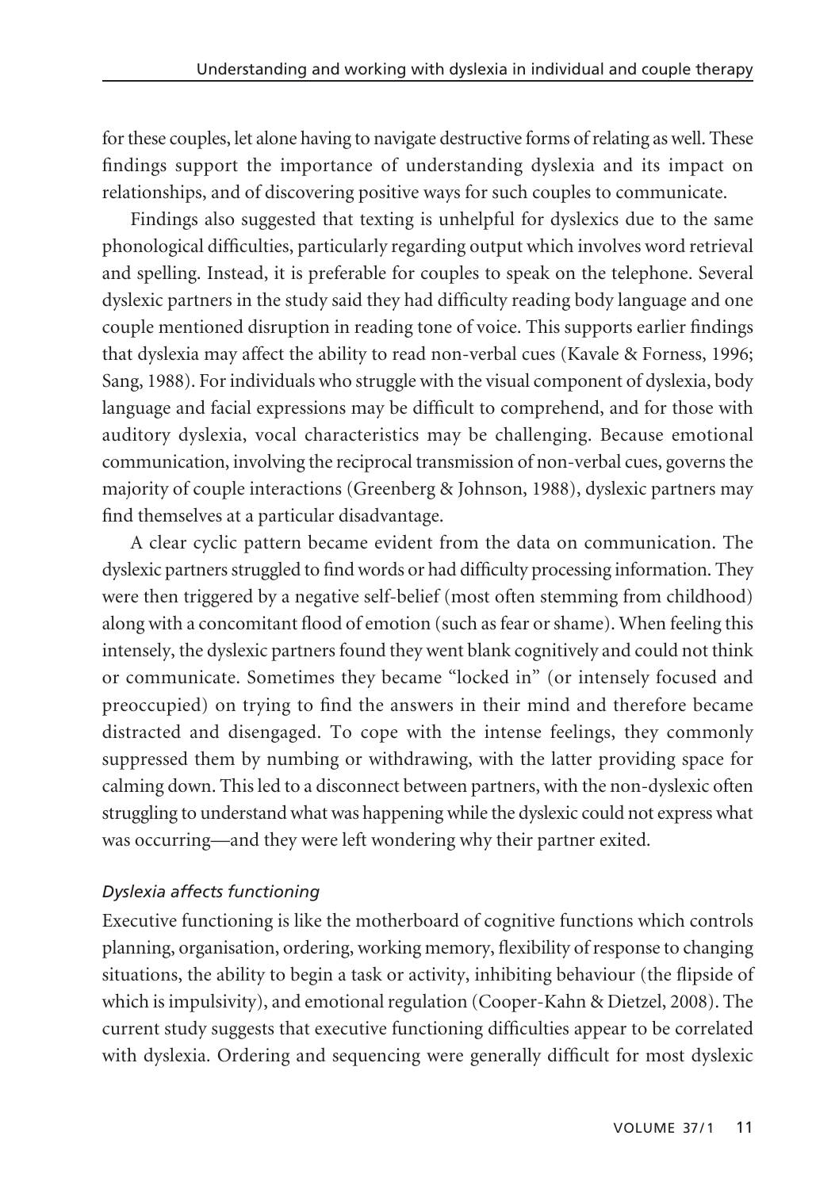for these couples, let alone having to navigate destructive forms of relating as well. These findings support the importance of understanding dyslexia and its impact on relationships, and of discovering positive ways for such couples to communicate.

Findings also suggested that texting is unhelpful for dyslexics due to the same phonological difficulties, particularly regarding output which involves word retrieval and spelling. Instead, it is preferable for couples to speak on the telephone. Several dyslexic partners in the study said they had difficulty reading body language and one couple mentioned disruption in reading tone of voice. This supports earlier findings that dyslexia may affect the ability to read non-verbal cues (Kavale & Forness, 1996; Sang, 1988). For individuals who struggle with the visual component of dyslexia, body language and facial expressions may be difficult to comprehend, and for those with auditory dyslexia, vocal characteristics may be challenging. Because emotional communication, involving the reciprocal transmission of non-verbal cues, governs the majority of couple interactions (Greenberg & Johnson, 1988), dyslexic partners may find themselves at a particular disadvantage.

A clear cyclic pattern became evident from the data on communication. The dyslexic partners struggled to find words or had difficulty processing information. They were then triggered by a negative self-belief (most often stemming from childhood) along with a concomitant flood of emotion (such as fear or shame). When feeling this intensely, the dyslexic partners found they went blank cognitively and could not think or communicate. Sometimes they became "locked in" (or intensely focused and preoccupied) on trying to find the answers in their mind and therefore became distracted and disengaged. To cope with the intense feelings, they commonly suppressed them by numbing or withdrawing, with the latter providing space for calming down. This led to a disconnect between partners, with the non-dyslexic often struggling to understand what was happening while the dyslexic could not express what was occurring—and they were left wondering why their partner exited.

### *Dyslexia affects functioning*

Executive functioning is like the motherboard of cognitive functions which controls planning, organisation, ordering, working memory, flexibility of response to changing situations, the ability to begin a task or activity, inhibiting behaviour (the flipside of which is impulsivity), and emotional regulation (Cooper-Kahn & Dietzel, 2008). The current study suggests that executive functioning difficulties appear to be correlated with dyslexia. Ordering and sequencing were generally difficult for most dyslexic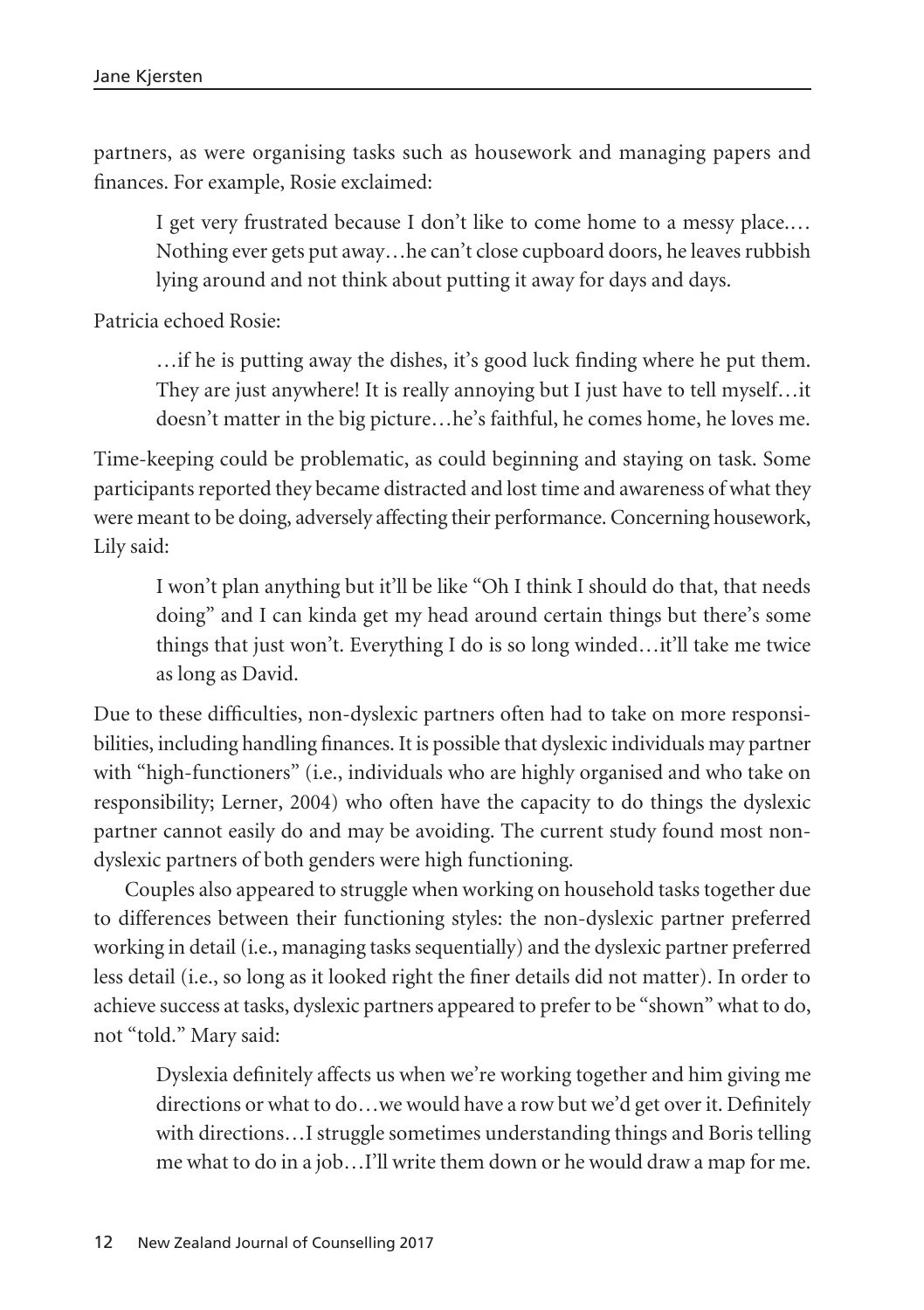partners, as were organising tasks such as housework and managing papers and finances. For example, Rosie exclaimed:

> I get very frustrated because I don't like to come home to a messy place.… Nothing ever gets put away…he can't close cupboard doors, he leaves rubbish lying around and not think about putting it away for days and days.

Patricia echoed Rosie:

> …if he is putting away the dishes, it's good luck finding where he put them. They are just anywhere! It is really annoying but I just have to tell myself…it doesn't matter in the big picture…he's faithful, he comes home, he loves me.

Time-keeping could be problematic, as could beginning and staying on task. Some participants reported they became distracted and lost time and awareness of what they were meant to be doing, adversely affecting their performance. Concerning housework, Lily said:

> I won't plan anything but it'll be like "Oh I think I should do that, that needs doing" and I can kinda get my head around certain things but there's some things that just won't. Everything I do is so long winded…it'll take me twice as long as David.

Due to these difficulties, non-dyslexic partners often had to take on more responsibilities, including handling finances. It is possible that dyslexic individuals may partner with "high-functioners" (i.e., individuals who are highly organised and who take on responsibility; Lerner, 2004) who often have the capacity to do things the dyslexic partner cannot easily do and may be avoiding. The current study found most non-dyslexic partners of both genders were high functioning.

Couples also appeared to struggle when working on household tasks together due to differences between their functioning styles: the non-dyslexic partner preferred working in detail (i.e., managing tasks sequentially) and the dyslexic partner preferred less detail (i.e., so long as it looked right the finer details did not matter). In order to achieve success at tasks, dyslexic partners appeared to prefer to be "shown" what to do, not "told." Mary said:

> Dyslexia definitely affects us when we're working together and him giving me directions or what to do…we would have a row but we'd get over it. Definitely with directions…I struggle sometimes understanding things and Boris telling me what to do in a job…I'll write them down or he would draw a map for me.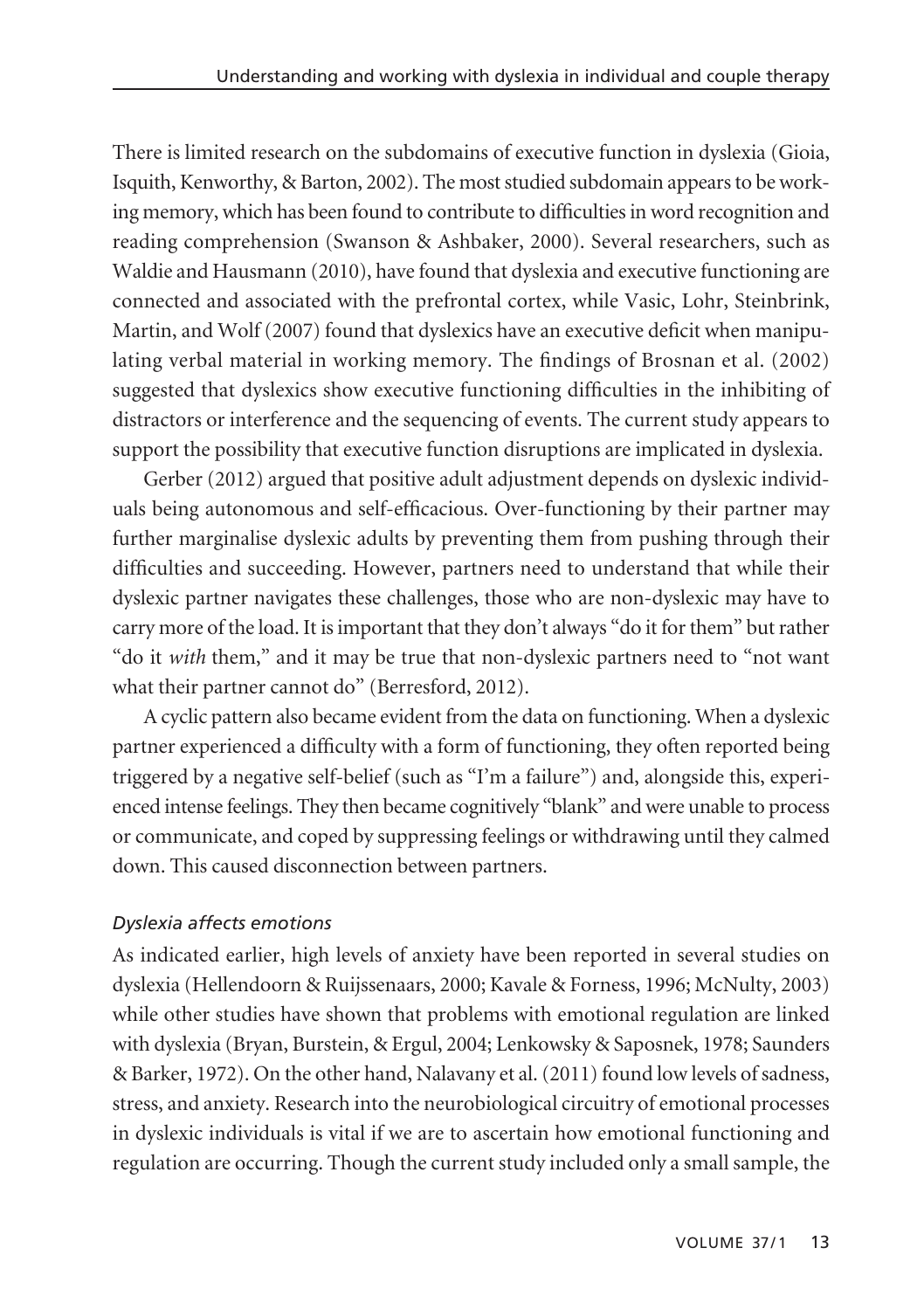There is limited research on the subdomains of executive function in dyslexia (Gioia, Isquith, Kenworthy, & Barton, 2002). The most studied subdomain appears to be working memory, which has been found to contribute to difficulties in word recognition and reading comprehension (Swanson & Ashbaker, 2000). Several researchers, such as Waldie and Hausmann (2010), have found that dyslexia and executive functioning are connected and associated with the prefrontal cortex, while Vasic, Lohr, Steinbrink, Martin, and Wolf (2007) found that dyslexics have an executive deficit when manipulating verbal material in working memory. The findings of Brosnan et al. (2002) suggested that dyslexics show executive functioning difficulties in the inhibiting of distractors or interference and the sequencing of events. The current study appears to support the possibility that executive function disruptions are implicated in dyslexia.

Gerber (2012) argued that positive adult adjustment depends on dyslexic individuals being autonomous and self-efficacious. Over-functioning by their partner may further marginalise dyslexic adults by preventing them from pushing through their difficulties and succeeding. However, partners need to understand that while their dyslexic partner navigates these challenges, those who are non-dyslexic may have to carry more of the load. It is important that they don't always "do it for them" but rather "do it *with* them," and it may be true that non-dyslexic partners need to "not want what their partner cannot do" (Berresford, 2012).

A cyclic pattern also became evident from the data on functioning. When a dyslexic partner experienced a difficulty with a form of functioning, they often reported being triggered by a negative self-belief (such as "I'm a failure") and, alongside this, experienced intense feelings. They then became cognitively "blank" and were unable to process or communicate, and coped by suppressing feelings or withdrawing until they calmed down. This caused disconnection between partners.

### *Dyslexia affects emotions*

As indicated earlier, high levels of anxiety have been reported in several studies on dyslexia (Hellendoorn & Ruijssenaars, 2000; Kavale & Forness, 1996; McNulty, 2003) while other studies have shown that problems with emotional regulation are linked with dyslexia (Bryan, Burstein, & Ergul, 2004; Lenkowsky & Saposnek, 1978; Saunders & Barker, 1972). On the other hand, Nalavany et al. (2011) found low levels of sadness, stress, and anxiety. Research into the neurobiological circuitry of emotional processes in dyslexic individuals is vital if we are to ascertain how emotional functioning and regulation are occurring. Though the current study included only a small sample, the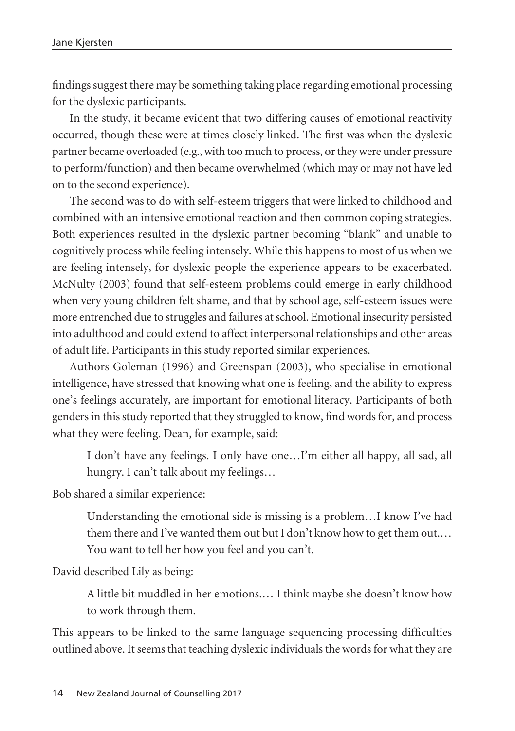findings suggest there may be something taking place regarding emotional processing for the dyslexic participants.

In the study, it became evident that two differing causes of emotional reactivity occurred, though these were at times closely linked. The first was when the dyslexic partner became overloaded (e.g., with too much to process, or they were under pressure to perform/function) and then became overwhelmed (which may or may not have led on to the second experience).

The second was to do with self-esteem triggers that were linked to childhood and combined with an intensive emotional reaction and then common coping strategies. Both experiences resulted in the dyslexic partner becoming "blank" and unable to cognitively process while feeling intensely. While this happens to most of us when we are feeling intensely, for dyslexic people the experience appears to be exacerbated. McNulty (2003) found that self-esteem problems could emerge in early childhood when very young children felt shame, and that by school age, self-esteem issues were more entrenched due to struggles and failures at school. Emotional insecurity persisted into adulthood and could extend to affect interpersonal relationships and other areas of adult life. Participants in this study reported similar experiences.

Authors Goleman (1996) and Greenspan (2003), who specialise in emotional intelligence, have stressed that knowing what one is feeling, and the ability to express one's feelings accurately, are important for emotional literacy. Participants of both genders in this study reported that they struggled to know, find words for, and process what they were feeling. Dean, for example, said:

> I don't have any feelings. I only have one…I'm either all happy, all sad, all hungry. I can't talk about my feelings…

Bob shared a similar experience:

> Understanding the emotional side is missing is a problem…I know I've had them there and I've wanted them out but I don't know how to get them out.… You want to tell her how you feel and you can't.

David described Lily as being:

> A little bit muddled in her emotions.… I think maybe she doesn't know how to work through them.

This appears to be linked to the same language sequencing processing difficulties outlined above. It seems that teaching dyslexic individuals the words for what they are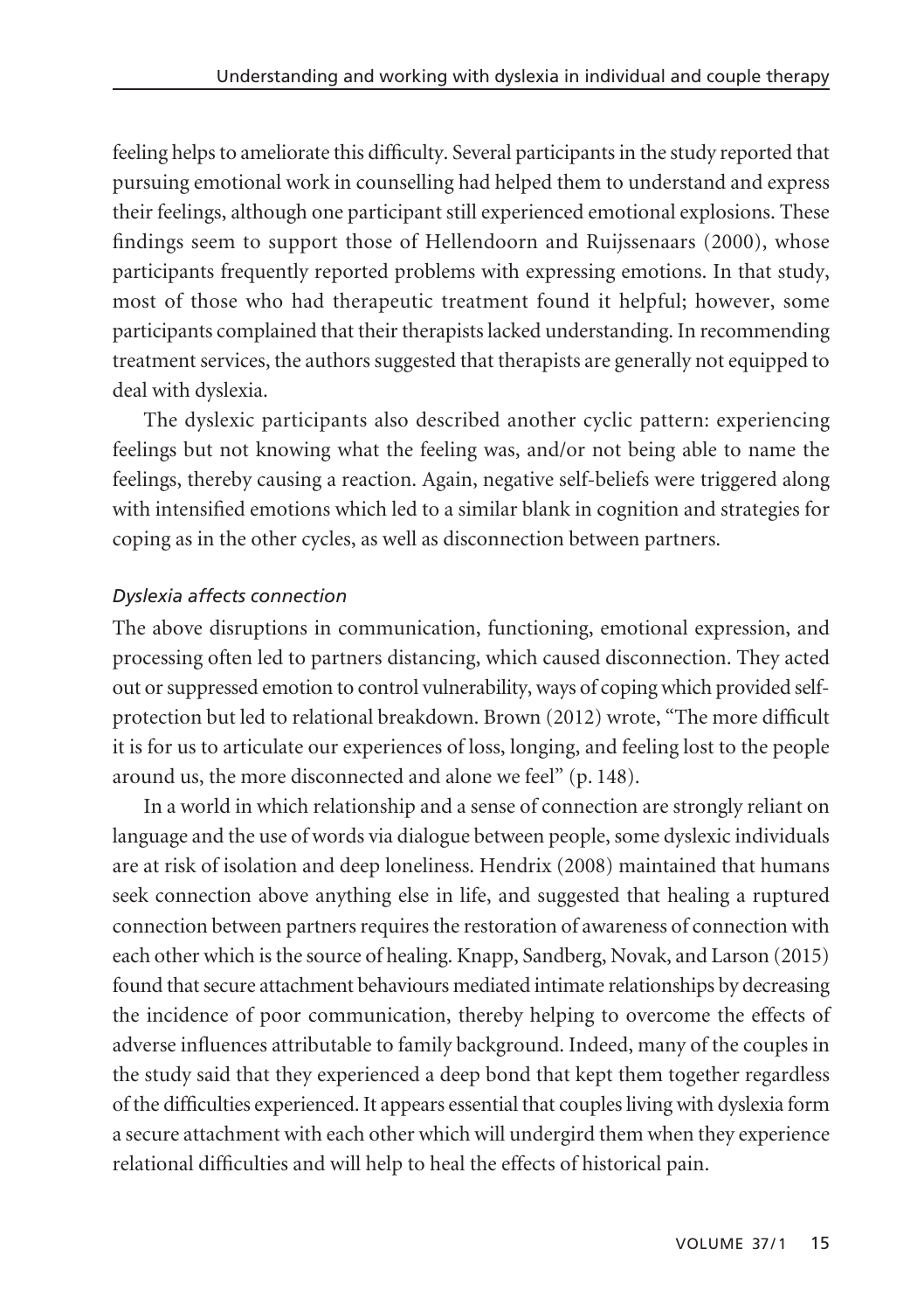feeling helps to ameliorate this difficulty. Several participants in the study reported that pursuing emotional work in counselling had helped them to understand and express their feelings, although one participant still experienced emotional explosions. These findings seem to support those of Hellendoorn and Ruijssenaars (2000), whose participants frequently reported problems with expressing emotions. In that study, most of those who had therapeutic treatment found it helpful; however, some participants complained that their therapists lacked understanding. In recommending treatment services, the authors suggested that therapists are generally not equipped to deal with dyslexia.

The dyslexic participants also described another cyclic pattern: experiencing feelings but not knowing what the feeling was, and/or not being able to name the feelings, thereby causing a reaction. Again, negative self-beliefs were triggered along with intensified emotions which led to a similar blank in cognition and strategies for coping as in the other cycles, as well as disconnection between partners.

### *Dyslexia affects connection*

The above disruptions in communication, functioning, emotional expression, and processing often led to partners distancing, which caused disconnection. They acted out or suppressed emotion to control vulnerability, ways of coping which provided self-protection but led to relational breakdown. Brown (2012) wrote, "The more difficult it is for us to articulate our experiences of loss, longing, and feeling lost to the people around us, the more disconnected and alone we feel" (p. 148).

In a world in which relationship and a sense of connection are strongly reliant on language and the use of words via dialogue between people, some dyslexic individuals are at risk of isolation and deep loneliness. Hendrix (2008) maintained that humans seek connection above anything else in life, and suggested that healing a ruptured connection between partners requires the restoration of awareness of connection with each other which is the source of healing. Knapp, Sandberg, Novak, and Larson (2015) found that secure attachment behaviours mediated intimate relationships by decreasing the incidence of poor communication, thereby helping to overcome the effects of adverse influences attributable to family background. Indeed, many of the couples in the study said that they experienced a deep bond that kept them together regardless of the difficulties experienced. It appears essential that couples living with dyslexia form a secure attachment with each other which will undergird them when they experience relational difficulties and will help to heal the effects of historical pain.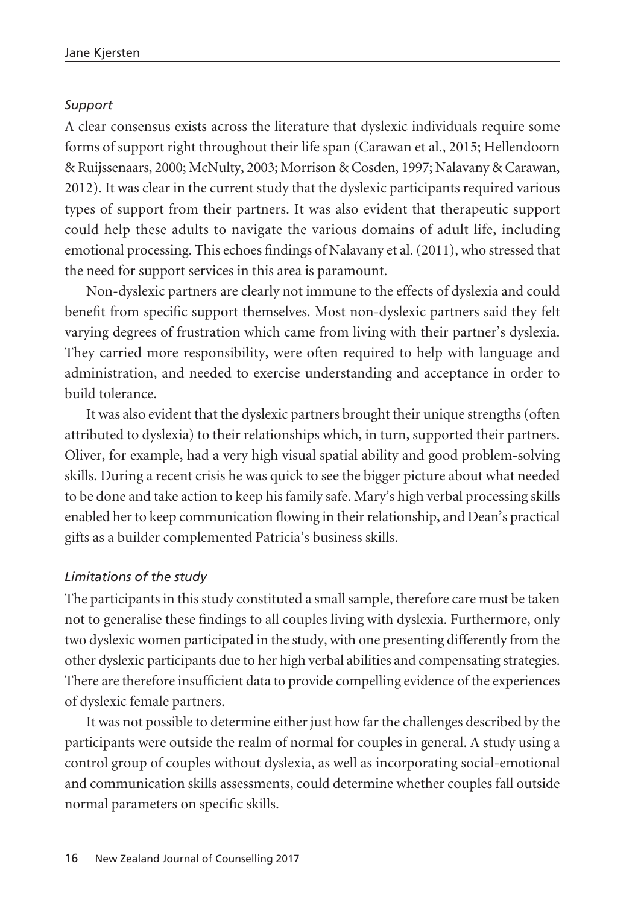### *Support*

A clear consensus exists across the literature that dyslexic individuals require some forms of support right throughout their life span (Carawan et al., 2015; Hellendoorn & Ruijssenaars, 2000; McNulty, 2003; Morrison & Cosden, 1997; Nalavany & Carawan, 2012). It was clear in the current study that the dyslexic participants required various types of support from their partners. It was also evident that therapeutic support could help these adults to navigate the various domains of adult life, including emotional processing. This echoes findings of Nalavany et al. (2011), who stressed that the need for support services in this area is paramount.

Non-dyslexic partners are clearly not immune to the effects of dyslexia and could benefit from specific support themselves. Most non-dyslexic partners said they felt varying degrees of frustration which came from living with their partner's dyslexia. They carried more responsibility, were often required to help with language and administration, and needed to exercise understanding and acceptance in order to build tolerance.

It was also evident that the dyslexic partners brought their unique strengths (often attributed to dyslexia) to their relationships which, in turn, supported their partners. Oliver, for example, had a very high visual spatial ability and good problem-solving skills. During a recent crisis he was quick to see the bigger picture about what needed to be done and take action to keep his family safe. Mary's high verbal processing skills enabled her to keep communication flowing in their relationship, and Dean's practical gifts as a builder complemented Patricia's business skills.

### *Limitations of the study*

The participants in this study constituted a small sample, therefore care must be taken not to generalise these findings to all couples living with dyslexia. Furthermore, only two dyslexic women participated in the study, with one presenting differently from the other dyslexic participants due to her high verbal abilities and compensating strategies. There are therefore insufficient data to provide compelling evidence of the experiences of dyslexic female partners.

It was not possible to determine either just how far the challenges described by the participants were outside the realm of normal for couples in general. A study using a control group of couples without dyslexia, as well as incorporating social-emotional and communication skills assessments, could determine whether couples fall outside normal parameters on specific skills.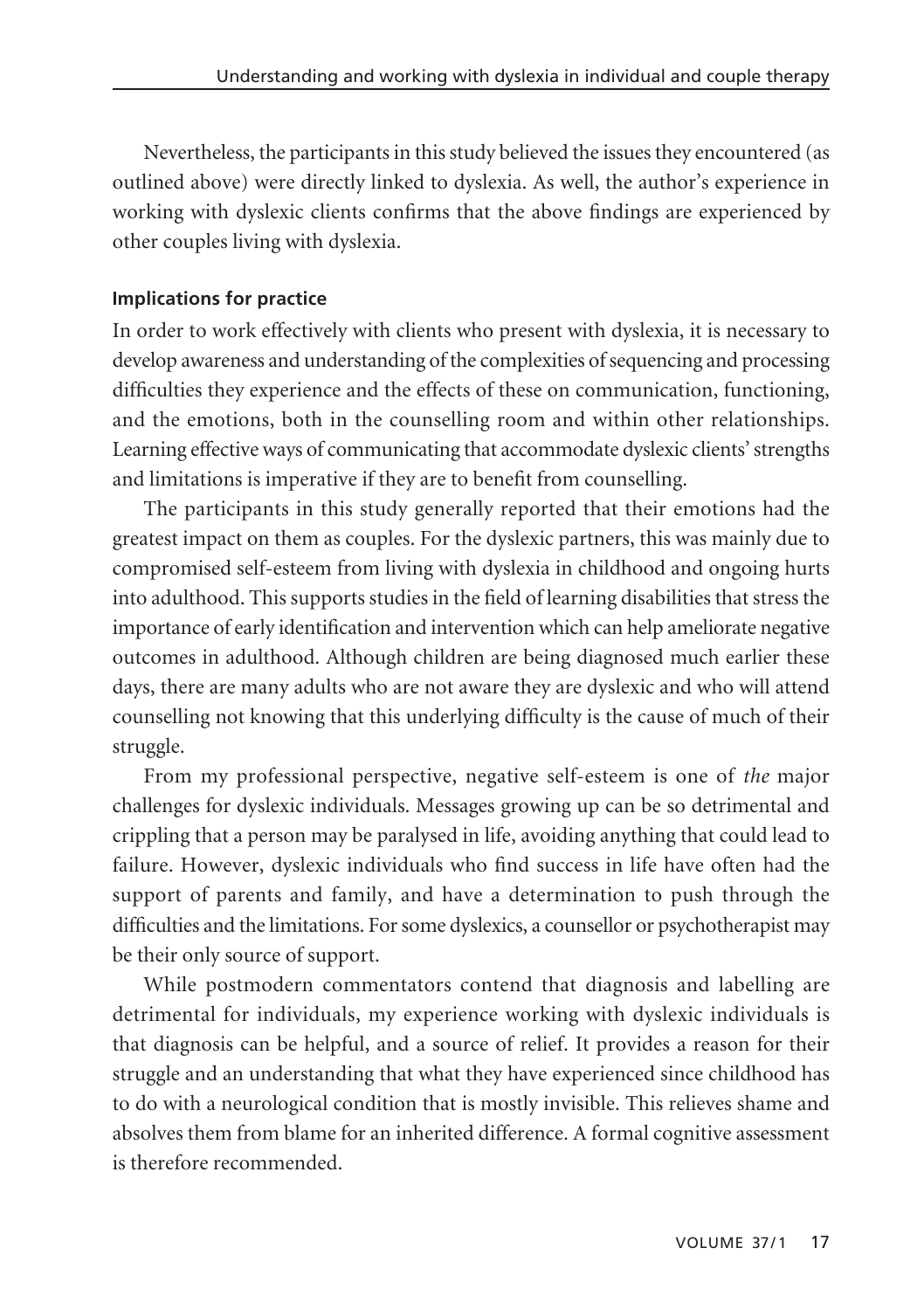Nevertheless, the participants in this study believed the issues they encountered (as outlined above) were directly linked to dyslexia. As well, the author's experience in working with dyslexic clients confirms that the above findings are experienced by other couples living with dyslexia.

**Implications for practice**

In order to work effectively with clients who present with dyslexia, it is necessary to develop awareness and understanding of the complexities of sequencing and processing difficulties they experience and the effects of these on communication, functioning, and the emotions, both in the counselling room and within other relationships. Learning effective ways of communicating that accommodate dyslexic clients' strengths and limitations is imperative if they are to benefit from counselling.

The participants in this study generally reported that their emotions had the greatest impact on them as couples. For the dyslexic partners, this was mainly due to compromised self-esteem from living with dyslexia in childhood and ongoing hurts into adulthood. This supports studies in the field of learning disabilities that stress the importance of early identification and intervention which can help ameliorate negative outcomes in adulthood. Although children are being diagnosed much earlier these days, there are many adults who are not aware they are dyslexic and who will attend counselling not knowing that this underlying difficulty is the cause of much of their struggle.

From my professional perspective, negative self-esteem is one of *the* major challenges for dyslexic individuals. Messages growing up can be so detrimental and crippling that a person may be paralysed in life, avoiding anything that could lead to failure. However, dyslexic individuals who find success in life have often had the support of parents and family, and have a determination to push through the difficulties and the limitations. For some dyslexics, a counsellor or psychotherapist may be their only source of support.

While postmodern commentators contend that diagnosis and labelling are detrimental for individuals, my experience working with dyslexic individuals is that diagnosis can be helpful, and a source of relief. It provides a reason for their struggle and an understanding that what they have experienced since childhood has to do with a neurological condition that is mostly invisible. This relieves shame and absolves them from blame for an inherited difference. A formal cognitive assessment is therefore recommended.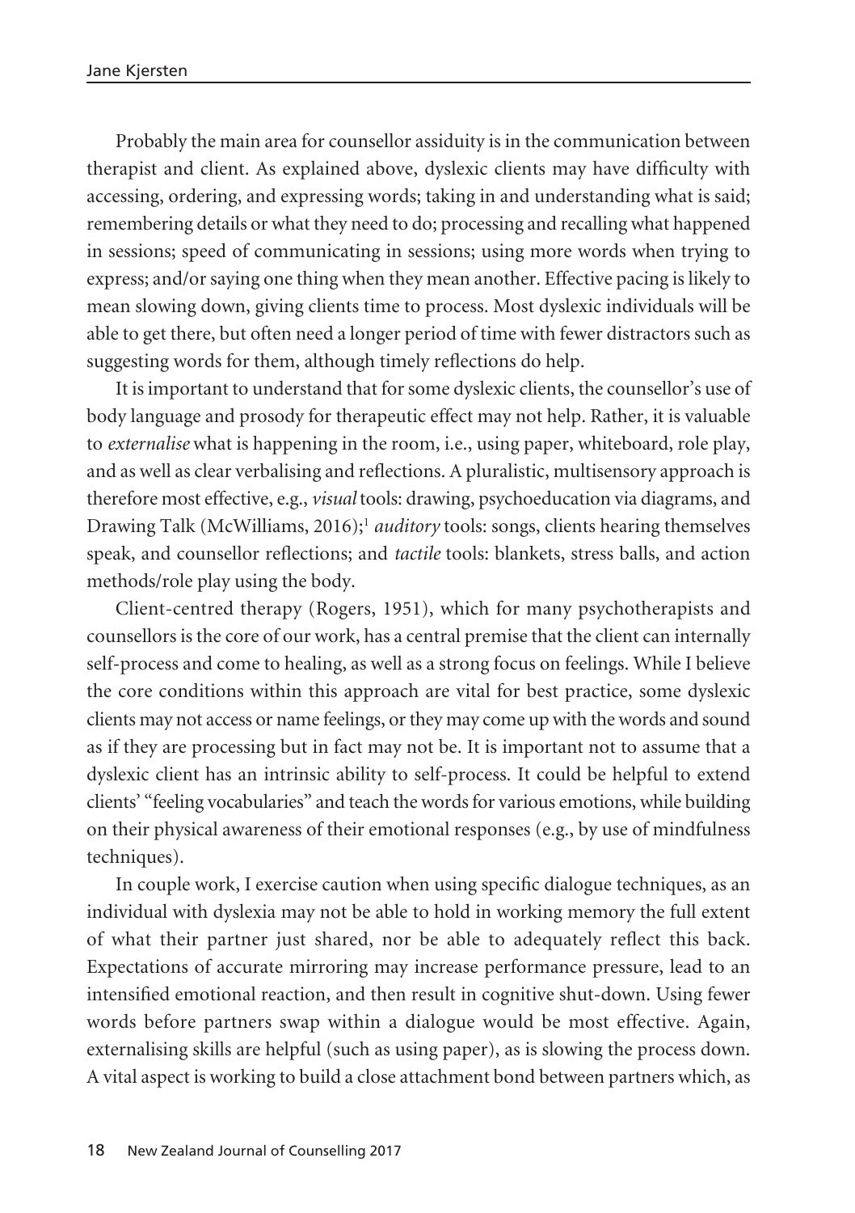Probably the main area for counsellor assiduity is in the communication between therapist and client. As explained above, dyslexic clients may have difficulty with accessing, ordering, and expressing words; taking in and understanding what is said; remembering details or what they need to do; processing and recalling what happened in sessions; speed of communicating in sessions; using more words when trying to express; and/or saying one thing when they mean another. Effective pacing is likely to mean slowing down, giving clients time to process. Most dyslexic individuals will be able to get there, but often need a longer period of time with fewer distractors such as suggesting words for them, although timely reflections do help.

It is important to understand that for some dyslexic clients, the counsellor's use of body language and prosody for therapeutic effect may not help. Rather, it is valuable to *externalise* what is happening in the room, i.e., using paper, whiteboard, role play, and as well as clear verbalising and reflections. A pluralistic, multisensory approach is therefore most effective, e.g., *visual* tools: drawing, psychoeducation via diagrams, and Drawing Talk (McWilliams, 2016);[1] *auditory* tools: songs, clients hearing themselves speak, and counsellor reflections; and *tactile* tools: blankets, stress balls, and action methods/role play using the body.

Client-centred therapy (Rogers, 1951), which for many psychotherapists and counsellors is the core of our work, has a central premise that the client can internally self-process and come to healing, as well as a strong focus on feelings. While I believe the core conditions within this approach are vital for best practice, some dyslexic clients may not access or name feelings, or they may come up with the words and sound as if they are processing but in fact may not be. It is important not to assume that a dyslexic client has an intrinsic ability to self-process. It could be helpful to extend clients' "feeling vocabularies" and teach the words for various emotions, while building on their physical awareness of their emotional responses (e.g., by use of mindfulness techniques).

In couple work, I exercise caution when using specific dialogue techniques, as an individual with dyslexia may not be able to hold in working memory the full extent of what their partner just shared, nor be able to adequately reflect this back. Expectations of accurate mirroring may increase performance pressure, lead to an intensified emotional reaction, and then result in cognitive shut-down. Using fewer words before partners swap within a dialogue would be most effective. Again, externalising skills are helpful (such as using paper), as is slowing the process down. A vital aspect is working to build a close attachment bond between partners which, as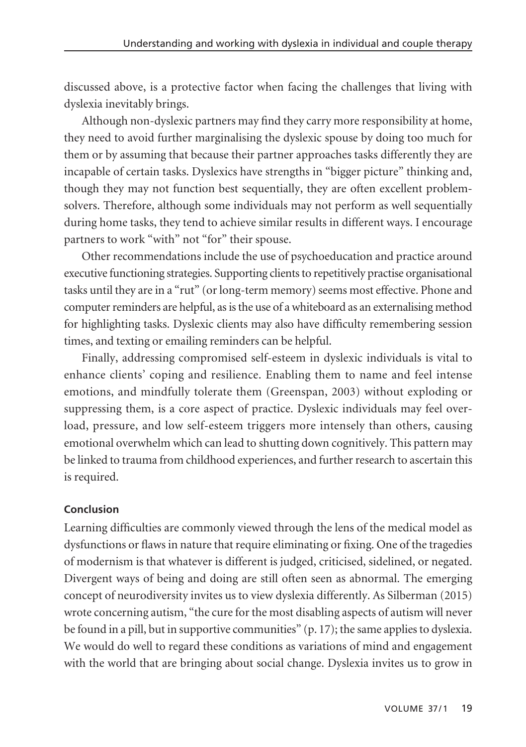discussed above, is a protective factor when facing the challenges that living with dyslexia inevitably brings.

Although non-dyslexic partners may find they carry more responsibility at home, they need to avoid further marginalising the dyslexic spouse by doing too much for them or by assuming that because their partner approaches tasks differently they are incapable of certain tasks. Dyslexics have strengths in "bigger picture" thinking and, though they may not function best sequentially, they are often excellent problem-solvers. Therefore, although some individuals may not perform as well sequentially during home tasks, they tend to achieve similar results in different ways. I encourage partners to work "with" not "for" their spouse.

Other recommendations include the use of psychoeducation and practice around executive functioning strategies. Supporting clients to repetitively practise organisational tasks until they are in a "rut" (or long-term memory) seems most effective. Phone and computer reminders are helpful, as is the use of a whiteboard as an externalising method for highlighting tasks. Dyslexic clients may also have difficulty remembering session times, and texting or emailing reminders can be helpful.

Finally, addressing compromised self-esteem in dyslexic individuals is vital to enhance clients' coping and resilience. Enabling them to name and feel intense emotions, and mindfully tolerate them (Greenspan, 2003) without exploding or suppressing them, is a core aspect of practice. Dyslexic individuals may feel overload, pressure, and low self-esteem triggers more intensely than others, causing emotional overwhelm which can lead to shutting down cognitively. This pattern may be linked to trauma from childhood experiences, and further research to ascertain this is required.

### Conclusion

Learning difficulties are commonly viewed through the lens of the medical model as dysfunctions or flaws in nature that require eliminating or fixing. One of the tragedies of modernism is that whatever is different is judged, criticised, sidelined, or negated. Divergent ways of being and doing are still often seen as abnormal. The emerging concept of neurodiversity invites us to view dyslexia differently. As Silberman (2015) wrote concerning autism, "the cure for the most disabling aspects of autism will never be found in a pill, but in supportive communities" (p. 17); the same applies to dyslexia. We would do well to regard these conditions as variations of mind and engagement with the world that are bringing about social change. Dyslexia invites us to grow in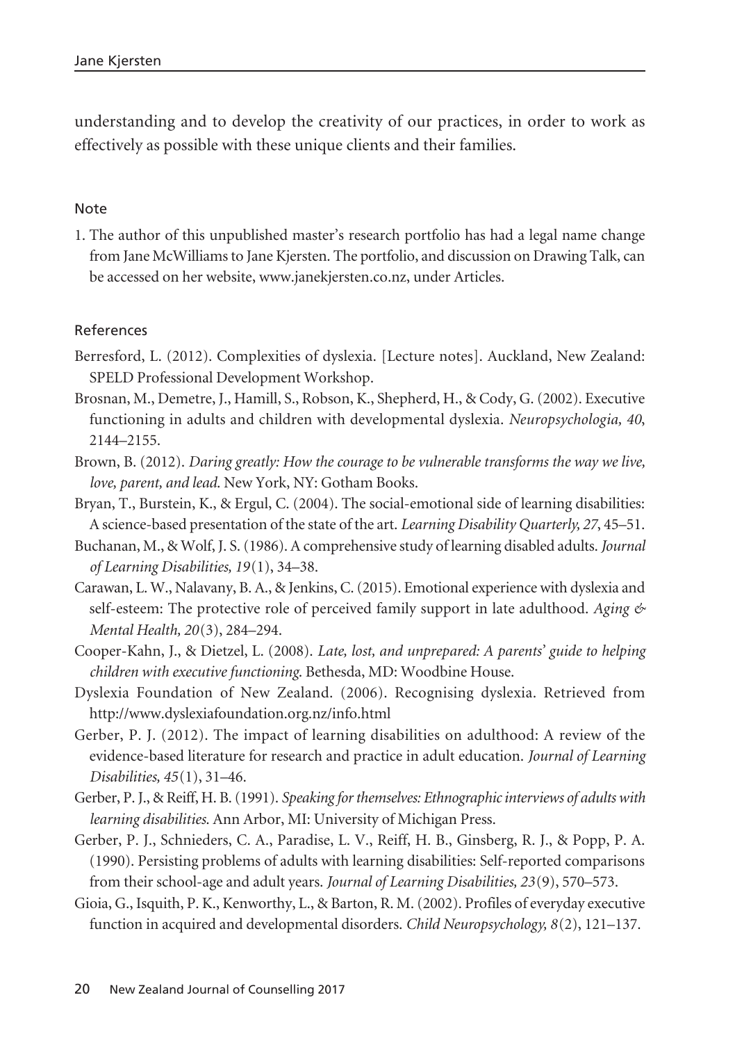understanding and to develop the creativity of our practices, in order to work as effectively as possible with these unique clients and their families.

## Note

1. The author of this unpublished master's research portfolio has had a legal name change from Jane McWilliams to Jane Kjersten. The portfolio, and discussion on Drawing Talk, can be accessed on her website, www.janekjersten.co.nz, under Articles.

## References

Berresford, L. (2012). Complexities of dyslexia. [Lecture notes]. Auckland, New Zealand: SPELD Professional Development Workshop.

Brosnan, M., Demetre, J., Hamill, S., Robson, K., Shepherd, H., & Cody, G. (2002). Executive functioning in adults and children with developmental dyslexia. *Neuropsychologia, 40*, 2144–2155.

Brown, B. (2012). *Daring greatly: How the courage to be vulnerable transforms the way we live, love, parent, and lead*. New York, NY: Gotham Books.

Bryan, T., Burstein, K., & Ergul, C. (2004). The social-emotional side of learning disabilities: A science-based presentation of the state of the art. *Learning Disability Quarterly, 27*, 45–51.

Buchanan, M., & Wolf, J. S. (1986). A comprehensive study of learning disabled adults. *Journal of Learning Disabilities, 19*(1), 34–38.

Carawan, L. W., Nalavany, B. A., & Jenkins, C. (2015). Emotional experience with dyslexia and self-esteem: The protective role of perceived family support in late adulthood. *Aging & Mental Health, 20*(3), 284–294.

Cooper-Kahn, J., & Dietzel, L. (2008). *Late, lost, and unprepared: A parents' guide to helping children with executive functioning*. Bethesda, MD: Woodbine House.

Dyslexia Foundation of New Zealand. (2006). Recognising dyslexia. Retrieved from http://www.dyslexiafoundation.org.nz/info.html

Gerber, P. J. (2012). The impact of learning disabilities on adulthood: A review of the evidence-based literature for research and practice in adult education. *Journal of Learning Disabilities, 45*(1), 31–46.

Gerber, P. J., & Reiff, H. B. (1991). *Speaking for themselves: Ethnographic interviews of adults with learning disabilities*. Ann Arbor, MI: University of Michigan Press.

Gerber, P. J., Schnieders, C. A., Paradise, L. V., Reiff, H. B., Ginsberg, R. J., & Popp, P. A. (1990). Persisting problems of adults with learning disabilities: Self-reported comparisons from their school-age and adult years. *Journal of Learning Disabilities, 23*(9), 570–573.

Gioia, G., Isquith, P. K., Kenworthy, L., & Barton, R. M. (2002). Profiles of everyday executive function in acquired and developmental disorders. *Child Neuropsychology, 8*(2), 121–137.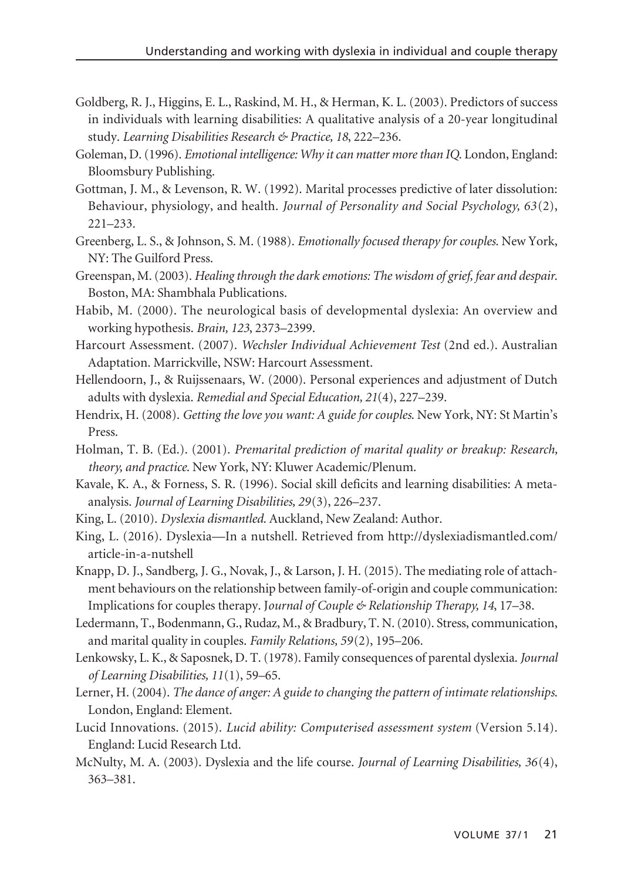Goldberg, R. J., Higgins, E. L., Raskind, M. H., & Herman, K. L. (2003). Predictors of success in individuals with learning disabilities: A qualitative analysis of a 20-year longitudinal study. *Learning Disabilities Research & Practice, 18*, 222–236.

Goleman, D. (1996). *Emotional intelligence: Why it can matter more than IQ*. London, England: Bloomsbury Publishing.

Gottman, J. M., & Levenson, R. W. (1992). Marital processes predictive of later dissolution: Behaviour, physiology, and health. *Journal of Personality and Social Psychology, 63*(2), 221–233.

Greenberg, L. S., & Johnson, S. M. (1988). *Emotionally focused therapy for couples*. New York, NY: The Guilford Press.

Greenspan, M. (2003). *Healing through the dark emotions: The wisdom of grief, fear and despair*. Boston, MA: Shambhala Publications.

Habib, M. (2000). The neurological basis of developmental dyslexia: An overview and working hypothesis. *Brain, 123*, 2373–2399.

Harcourt Assessment. (2007). *Wechsler Individual Achievement Test* (2nd ed.). Australian Adaptation. Marrickville, NSW: Harcourt Assessment.

Hellendoorn, J., & Ruijssenaars, W. (2000). Personal experiences and adjustment of Dutch adults with dyslexia. *Remedial and Special Education, 21*(4), 227–239.

Hendrix, H. (2008). *Getting the love you want: A guide for couples*. New York, NY: St Martin's Press.

Holman, T. B. (Ed.). (2001). *Premarital prediction of marital quality or breakup: Research, theory, and practice*. New York, NY: Kluwer Academic/Plenum.

Kavale, K. A., & Forness, S. R. (1996). Social skill deficits and learning disabilities: A meta-analysis. *Journal of Learning Disabilities, 29*(3), 226–237.

King, L. (2010). *Dyslexia dismantled*. Auckland, New Zealand: Author.

King, L. (2016). Dyslexia—In a nutshell. Retrieved from http://dyslexiadismantled.com/article-in-a-nutshell

Knapp, D. J., Sandberg, J. G., Novak, J., & Larson, J. H. (2015). The mediating role of attachment behaviours on the relationship between family-of-origin and couple communication: Implications for couples therapy. J*ournal of Couple & Relationship Therapy, 14*, 17–38.

Ledermann, T., Bodenmann, G., Rudaz, M., & Bradbury, T. N. (2010). Stress, communication, and marital quality in couples. *Family Relations, 59*(2), 195–206.

Lenkowsky, L. K., & Saposnek, D. T. (1978). Family consequences of parental dyslexia. *Journal of Learning Disabilities, 11*(1), 59–65.

Lerner, H. (2004). *The dance of anger: A guide to changing the pattern of intimate relationships*. London, England: Element.

Lucid Innovations. (2015). *Lucid ability: Computerised assessment system* (Version 5.14). England: Lucid Research Ltd.

McNulty, M. A. (2003). Dyslexia and the life course. *Journal of Learning Disabilities, 36*(4), 363–381.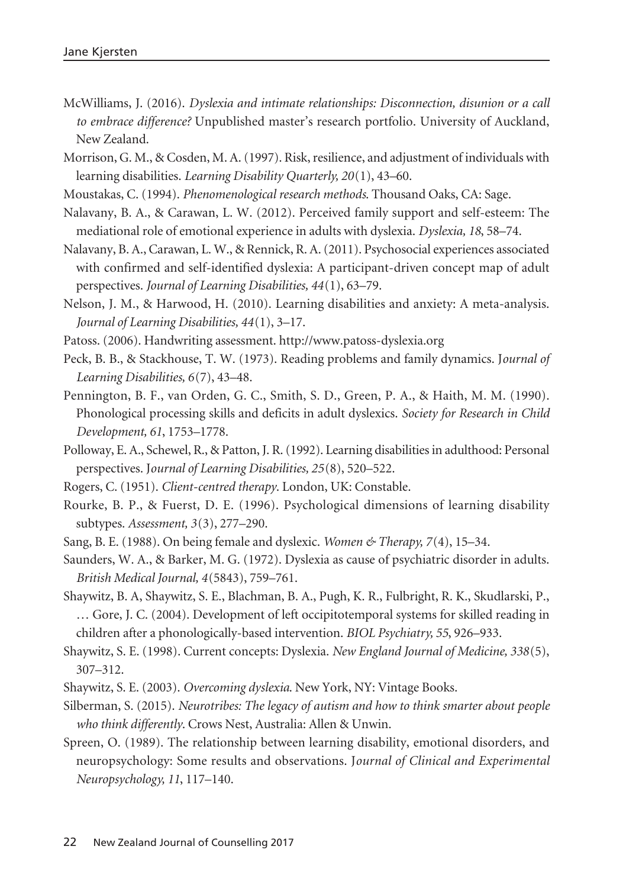McWilliams, J. (2016). *Dyslexia and intimate relationships: Disconnection, disunion or a call to embrace difference?* Unpublished master's research portfolio. University of Auckland, New Zealand.

Morrison, G. M., & Cosden, M. A. (1997). Risk, resilience, and adjustment of individuals with learning disabilities. *Learning Disability Quarterly, 20*(1), 43–60.

Moustakas, C. (1994). *Phenomenological research methods.* Thousand Oaks, CA: Sage.

Nalavany, B. A., & Carawan, L. W. (2012). Perceived family support and self-esteem: The mediational role of emotional experience in adults with dyslexia. *Dyslexia, 18*, 58–74.

Nalavany, B. A., Carawan, L. W., & Rennick, R. A. (2011). Psychosocial experiences associated with confirmed and self-identified dyslexia: A participant-driven concept map of adult perspectives. *Journal of Learning Disabilities, 44*(1), 63–79.

Nelson, J. M., & Harwood, H. (2010). Learning disabilities and anxiety: A meta-analysis. *Journal of Learning Disabilities, 44*(1), 3–17.

Patoss. (2006). Handwriting assessment. http://www.patoss-dyslexia.org

Peck, B. B., & Stackhouse, T. W. (1973). Reading problems and family dynamics. J*ournal of Learning Disabilities, 6*(7), 43–48.

Pennington, B. F., van Orden, G. C., Smith, S. D., Green, P. A., & Haith, M. M. (1990). Phonological processing skills and deficits in adult dyslexics. *Society for Research in Child Development, 61*, 1753–1778.

Polloway, E. A., Schewel, R., & Patton, J. R. (1992). Learning disabilities in adulthood: Personal perspectives. J*ournal of Learning Disabilities, 25*(8), 520–522.

Rogers, C. (1951). *Client-centred therapy*. London, UK: Constable.

Rourke, B. P., & Fuerst, D. E. (1996). Psychological dimensions of learning disability subtypes. *Assessment, 3*(3), 277–290.

Sang, B. E. (1988). On being female and dyslexic. *Women & Therapy, 7*(4), 15–34.

Saunders, W. A., & Barker, M. G. (1972). Dyslexia as cause of psychiatric disorder in adults. *British Medical Journal, 4*(5843), 759–761.

Shaywitz, B. A, Shaywitz, S. E., Blachman, B. A., Pugh, K. R., Fulbright, R. K., Skudlarski, P., … Gore, J. C. (2004). Development of left occipitotemporal systems for skilled reading in children after a phonologically-based intervention. *BIOL Psychiatry, 55*, 926–933.

Shaywitz, S. E. (1998). Current concepts: Dyslexia. *New England Journal of Medicine, 338*(5), 307–312.

Shaywitz, S. E. (2003). *Overcoming dyslexia.* New York, NY: Vintage Books.

Silberman, S. (2015). *Neurotribes: The legacy of autism and how to think smarter about people who think differently*. Crows Nest, Australia: Allen & Unwin.

Spreen, O. (1989). The relationship between learning disability, emotional disorders, and neuropsychology: Some results and observations. J*ournal of Clinical and Experimental Neuropsychology, 11*, 117–140.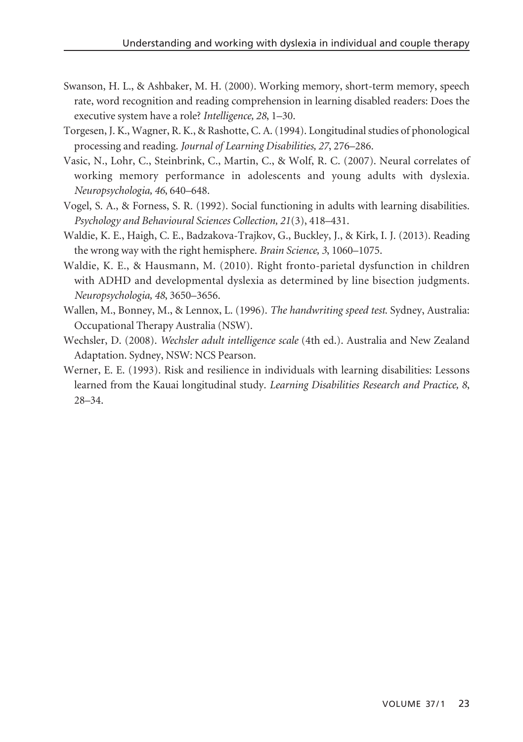Swanson, H. L., & Ashbaker, M. H. (2000). Working memory, short-term memory, speech rate, word recognition and reading comprehension in learning disabled readers: Does the executive system have a role? *Intelligence, 28*, 1–30.

Torgesen, J. K., Wagner, R. K., & Rashotte, C. A. (1994). Longitudinal studies of phonological processing and reading. *Journal of Learning Disabilities, 27*, 276–286.

Vasic, N., Lohr, C., Steinbrink, C., Martin, C., & Wolf, R. C. (2007). Neural correlates of working memory performance in adolescents and young adults with dyslexia. *Neuropsychologia, 46*, 640–648.

Vogel, S. A., & Forness, S. R. (1992). Social functioning in adults with learning disabilities. *Psychology and Behavioural Sciences Collection, 21*(3), 418–431.

Waldie, K. E., Haigh, C. E., Badzakova-Trajkov, G., Buckley, J., & Kirk, I. J. (2013). Reading the wrong way with the right hemisphere. *Brain Science, 3*, 1060–1075.

Waldie, K. E., & Hausmann, M. (2010). Right fronto-parietal dysfunction in children with ADHD and developmental dyslexia as determined by line bisection judgments. *Neuropsychologia, 48*, 3650–3656.

Wallen, M., Bonney, M., & Lennox, L. (1996). *The handwriting speed test*. Sydney, Australia: Occupational Therapy Australia (NSW).

Wechsler, D. (2008). *Wechsler adult intelligence scale* (4th ed.). Australia and New Zealand Adaptation. Sydney, NSW: NCS Pearson.

Werner, E. E. (1993). Risk and resilience in individuals with learning disabilities: Lessons learned from the Kauai longitudinal study. *Learning Disabilities Research and Practice, 8*, 28–34.